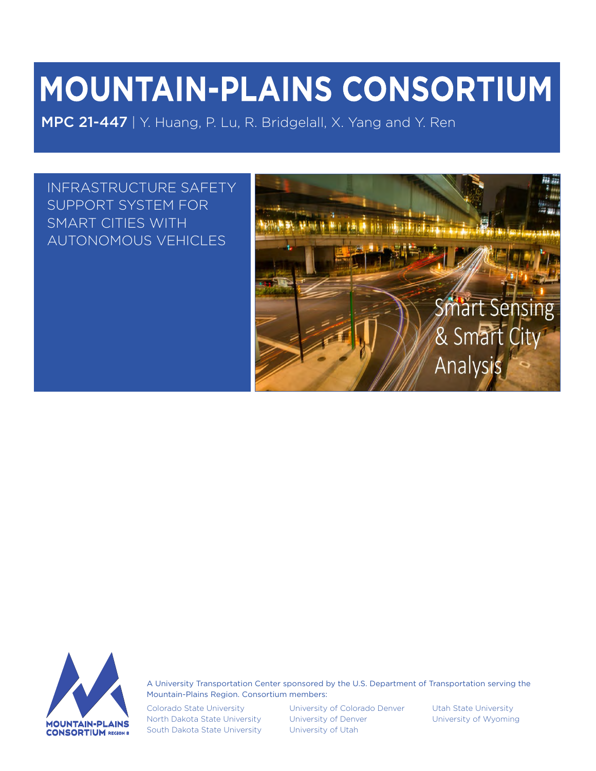# MOUNTAIN-PLAINS CONSORTIUM

**MPC 21-447** | Y. Huang, P. Lu, R. Bridgelall, X. Yang and Y. Ren

INFRASTRUCTURE SAFETY SUPPORT SYSTEM FOR SMART CITIES WITH AUTONOMOUS VEHICLES

Smart Sensing & Smart City Analysis

A University Transportation Center sponsored by the U.S. Department of Transportation serving the Mountain-Plains Region. Consortium members:

Colorado State University
North Dakota State University
South Dakota State University
University of Colorado Denver
University of Denver
University of Utah
Utah State University
University of Wyoming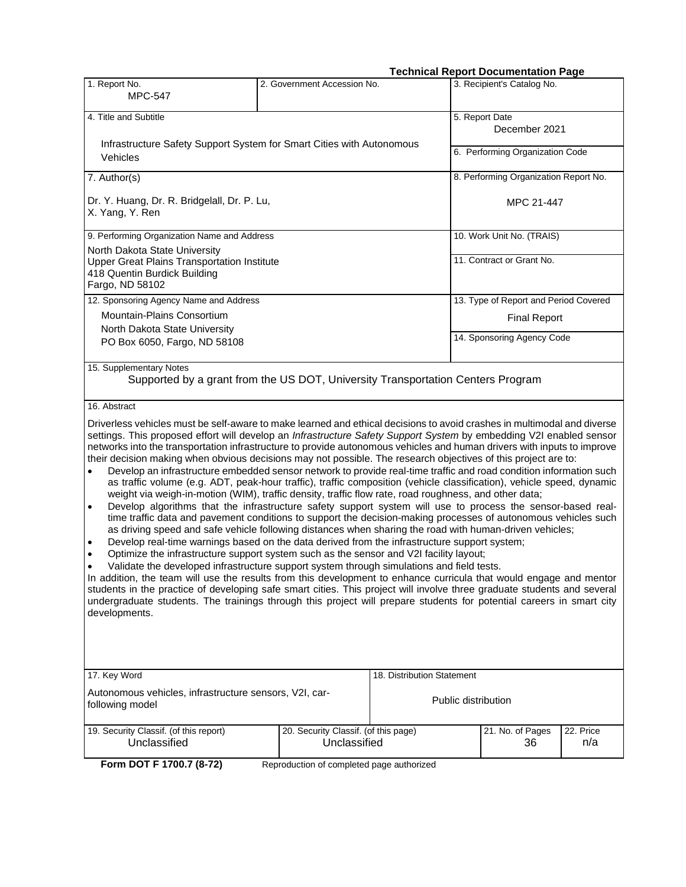**Technical Report Documentation Page**

| 1. Report No. | 2. Government Accession No. | 3. Recipient's Catalog No. |
|---|---|---|
| MPC-547 | | |

| 4. Title and Subtitle | 5. Report Date |
|---|---|
| Infrastructure Safety Support System for Smart Cities with Autonomous Vehicles | December 2021 |
| | 6. Performing Organization Code |
| 7. Author(s) | 8. Performing Organization Report No. |
| Dr. Y. Huang, Dr. R. Bridgelall, Dr. P. Lu, X. Yang, Y. Ren | MPC 21-447 |
| 9. Performing Organization Name and Address | 10. Work Unit No. (TRAIS) |
| North Dakota State University<br>Upper Great Plains Transportation Institute<br>418 Quentin Burdick Building<br>Fargo, ND 58102 | 11. Contract or Grant No. |
| 12. Sponsoring Agency Name and Address | 13. Type of Report and Period Covered |
| Mountain-Plains Consortium<br>North Dakota State University<br>PO Box 6050, Fargo, ND 58108 | Final Report |
| | 14. Sponsoring Agency Code |

15. Supplementary Notes

Supported by a grant from the US DOT, University Transportation Centers Program

16. Abstract

Driverless vehicles must be self-aware to make learned and ethical decisions to avoid crashes in multimodal and diverse settings. This proposed effort will develop an *Infrastructure Safety Support System* by embedding V2I enabled sensor networks into the transportation infrastructure to provide autonomous vehicles and human drivers with inputs to improve their decision making when obvious decisions may not possible. The research objectives of this project are to:

- Develop an infrastructure embedded sensor network to provide real-time traffic and road condition information such as traffic volume (e.g. ADT, peak-hour traffic), traffic composition (vehicle classification), vehicle speed, dynamic weight via weigh-in-motion (WIM), traffic density, traffic flow rate, road roughness, and other data;
- Develop algorithms that the infrastructure safety support system will use to process the sensor-based real-time traffic data and pavement conditions to support the decision-making processes of autonomous vehicles such as driving speed and safe vehicle following distances when sharing the road with human-driven vehicles;
- Develop real-time warnings based on the data derived from the infrastructure support system;
- Optimize the infrastructure support system such as the sensor and V2I facility layout;
- Validate the developed infrastructure support system through simulations and field tests.

In addition, the team will use the results from this development to enhance curricula that would engage and mentor students in the practice of developing safe smart cities. This project will involve three graduate students and several undergraduate students. The trainings through this project will prepare students for potential careers in smart city developments.

| 17. Key Word | 18. Distribution Statement |
|---|---|
| Autonomous vehicles, infrastructure sensors, V2I, car-following model | Public distribution |

| 19. Security Classif. (of this report) | 20. Security Classif. (of this page) | 21. No. of Pages | 22. Price |
|---|---|---|---|
| Unclassified | Unclassified | 36 | n/a |

**Form DOT F 1700.7 (8-72)** Reproduction of completed page authorized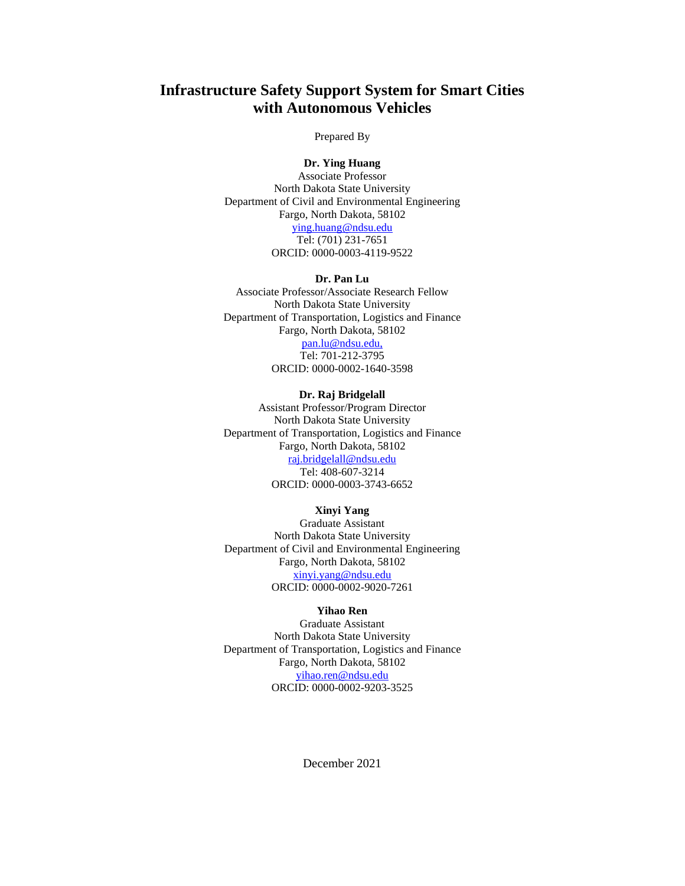# Infrastructure Safety Support System for Smart Cities with Autonomous Vehicles

Prepared By

**Dr. Ying Huang**
Associate Professor
North Dakota State University
Department of Civil and Environmental Engineering
Fargo, North Dakota, 58102
ying.huang@ndsu.edu
Tel: (701) 231-7651
ORCID: 0000-0003-4119-9522

**Dr. Pan Lu**
Associate Professor/Associate Research Fellow
North Dakota State University
Department of Transportation, Logistics and Finance
Fargo, North Dakota, 58102
pan.lu@ndsu.edu,
Tel: 701-212-3795
ORCID: 0000-0002-1640-3598

**Dr. Raj Bridgelall**
Assistant Professor/Program Director
North Dakota State University
Department of Transportation, Logistics and Finance
Fargo, North Dakota, 58102
raj.bridgelall@ndsu.edu
Tel: 408-607-3214
ORCID: 0000-0003-3743-6652

**Xinyi Yang**
Graduate Assistant
North Dakota State University
Department of Civil and Environmental Engineering
Fargo, North Dakota, 58102
xinyi.yang@ndsu.edu
ORCID: 0000-0002-9020-7261

**Yihao Ren**
Graduate Assistant
North Dakota State University
Department of Transportation, Logistics and Finance
Fargo, North Dakota, 58102
yihao.ren@ndsu.edu
ORCID: 0000-0002-9203-3525

December 2021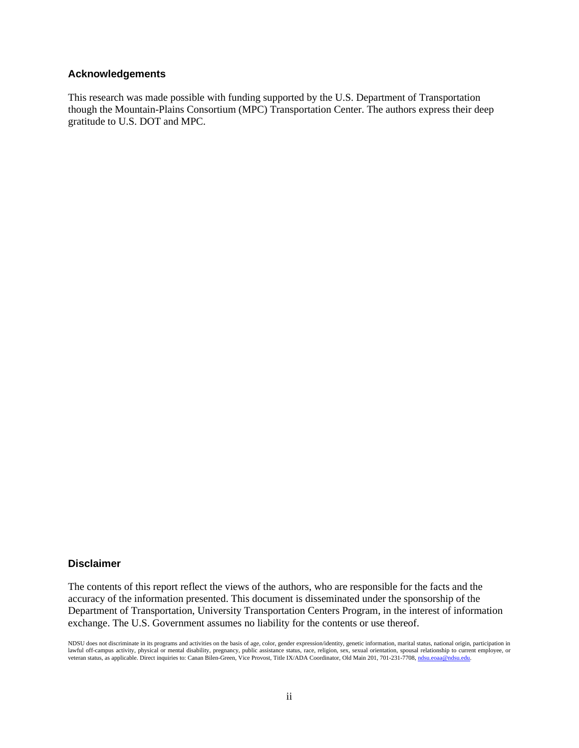## Acknowledgements

This research was made possible with funding supported by the U.S. Department of Transportation though the Mountain-Plains Consortium (MPC) Transportation Center. The authors express their deep gratitude to U.S. DOT and MPC.

## Disclaimer

The contents of this report reflect the views of the authors, who are responsible for the facts and the accuracy of the information presented. This document is disseminated under the sponsorship of the Department of Transportation, University Transportation Centers Program, in the interest of information exchange. The U.S. Government assumes no liability for the contents or use thereof.

NDSU does not discriminate in its programs and activities on the basis of age, color, gender expression/identity, genetic information, marital status, national origin, participation in lawful off-campus activity, physical or mental disability, pregnancy, public assistance status, race, religion, sex, sexual orientation, spousal relationship to current employee, or veteran status, as applicable. Direct inquiries to: Canan Bilen-Green, Vice Provost, Title IX/ADA Coordinator, Old Main 201, 701-231-7708, ndsu.eoaa@ndsu.edu.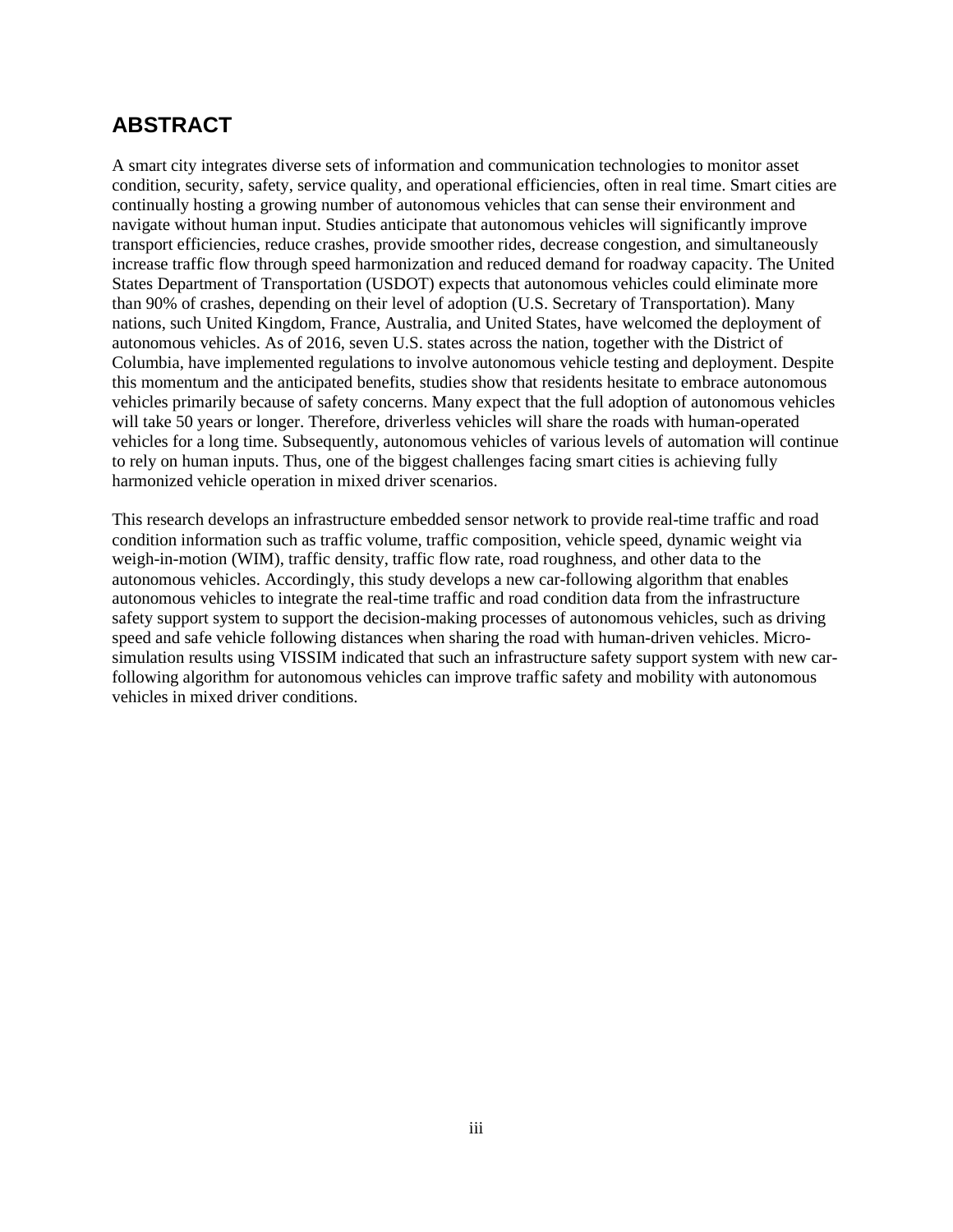## ABSTRACT

A smart city integrates diverse sets of information and communication technologies to monitor asset condition, security, safety, service quality, and operational efficiencies, often in real time. Smart cities are continually hosting a growing number of autonomous vehicles that can sense their environment and navigate without human input. Studies anticipate that autonomous vehicles will significantly improve transport efficiencies, reduce crashes, provide smoother rides, decrease congestion, and simultaneously increase traffic flow through speed harmonization and reduced demand for roadway capacity. The United States Department of Transportation (USDOT) expects that autonomous vehicles could eliminate more than 90% of crashes, depending on their level of adoption (U.S. Secretary of Transportation). Many nations, such United Kingdom, France, Australia, and United States, have welcomed the deployment of autonomous vehicles. As of 2016, seven U.S. states across the nation, together with the District of Columbia, have implemented regulations to involve autonomous vehicle testing and deployment. Despite this momentum and the anticipated benefits, studies show that residents hesitate to embrace autonomous vehicles primarily because of safety concerns. Many expect that the full adoption of autonomous vehicles will take 50 years or longer. Therefore, driverless vehicles will share the roads with human-operated vehicles for a long time. Subsequently, autonomous vehicles of various levels of automation will continue to rely on human inputs. Thus, one of the biggest challenges facing smart cities is achieving fully harmonized vehicle operation in mixed driver scenarios.

This research develops an infrastructure embedded sensor network to provide real-time traffic and road condition information such as traffic volume, traffic composition, vehicle speed, dynamic weight via weigh-in-motion (WIM), traffic density, traffic flow rate, road roughness, and other data to the autonomous vehicles. Accordingly, this study develops a new car-following algorithm that enables autonomous vehicles to integrate the real-time traffic and road condition data from the infrastructure safety support system to support the decision-making processes of autonomous vehicles, such as driving speed and safe vehicle following distances when sharing the road with human-driven vehicles. Micro-simulation results using VISSIM indicated that such an infrastructure safety support system with new car-following algorithm for autonomous vehicles can improve traffic safety and mobility with autonomous vehicles in mixed driver conditions.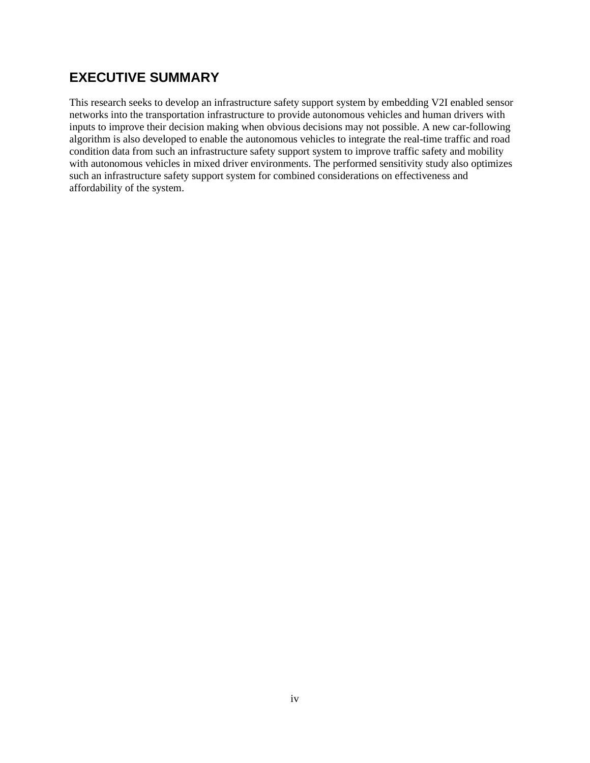## EXECUTIVE SUMMARY

This research seeks to develop an infrastructure safety support system by embedding V2I enabled sensor networks into the transportation infrastructure to provide autonomous vehicles and human drivers with inputs to improve their decision making when obvious decisions may not possible. A new car-following algorithm is also developed to enable the autonomous vehicles to integrate the real-time traffic and road condition data from such an infrastructure safety support system to improve traffic safety and mobility with autonomous vehicles in mixed driver environments. The performed sensitivity study also optimizes such an infrastructure safety support system for combined considerations on effectiveness and affordability of the system.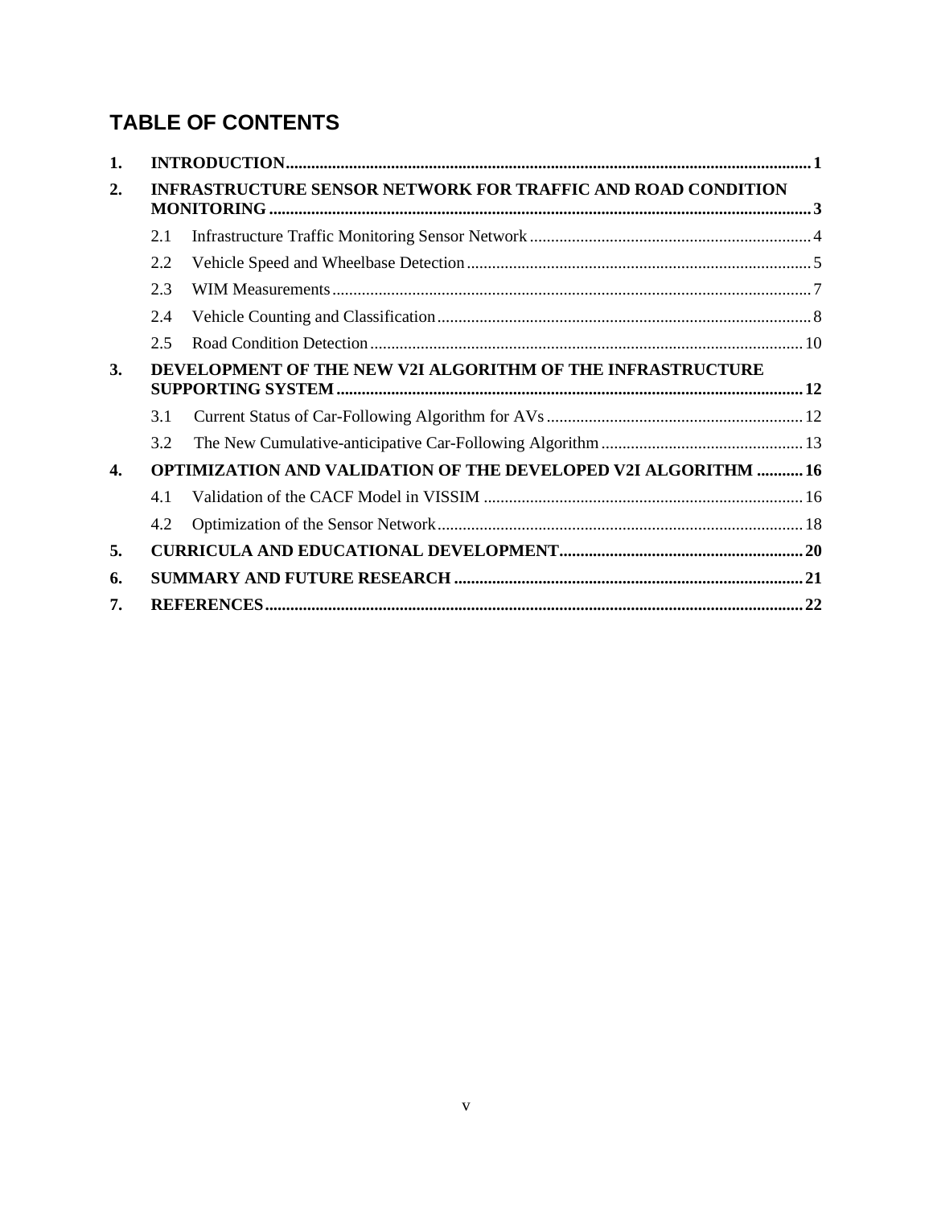## TABLE OF CONTENTS

**1. INTRODUCTION** .......... **1**

**2. INFRASTRUCTURE SENSOR NETWORK FOR TRAFFIC AND ROAD CONDITION MONITORING** .......... **3**

- 2.1 Infrastructure Traffic Monitoring Sensor Network .......... 4
- 2.2 Vehicle Speed and Wheelbase Detection .......... 5
- 2.3 WIM Measurements .......... 7
- 2.4 Vehicle Counting and Classification .......... 8
- 2.5 Road Condition Detection .......... 10

**3. DEVELOPMENT OF THE NEW V2I ALGORITHM OF THE INFRASTRUCTURE SUPPORTING SYSTEM** .......... **12**

- 3.1 Current Status of Car-Following Algorithm for AVs .......... 12
- 3.2 The New Cumulative-anticipative Car-Following Algorithm .......... 13

**4. OPTIMIZATION AND VALIDATION OF THE DEVELOPED V2I ALGORITHM** .......... **16**

- 4.1 Validation of the CACF Model in VISSIM .......... 16
- 4.2 Optimization of the Sensor Network .......... 18

**5. CURRICULA AND EDUCATIONAL DEVELOPMENT** .......... **20**

**6. SUMMARY AND FUTURE RESEARCH** .......... **21**

**7. REFERENCES** .......... **22**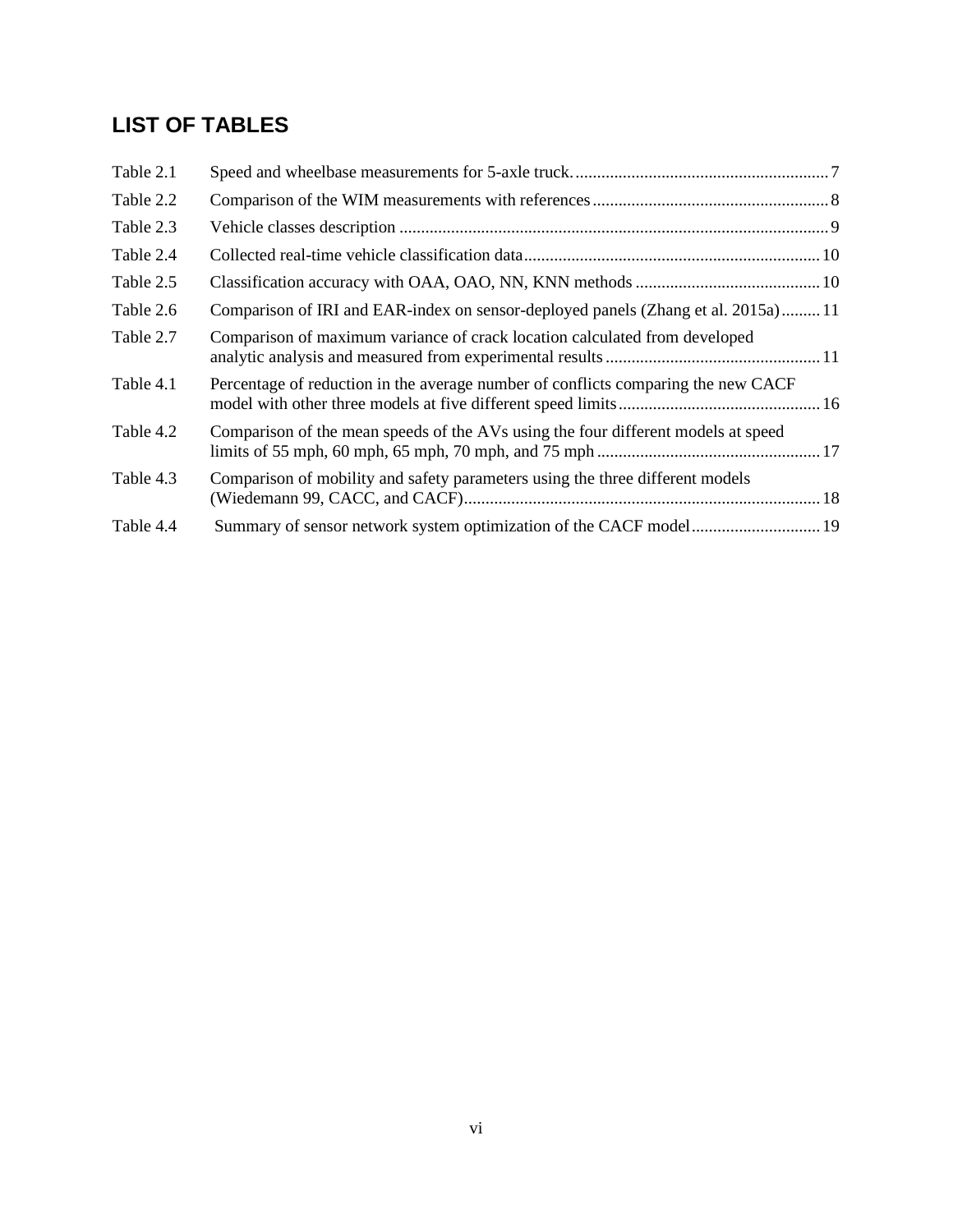## LIST OF TABLES

| | | |
|---|---|---|
| Table 2.1 | Speed and wheelbase measurements for 5-axle truck. | 7 |
| Table 2.2 | Comparison of the WIM measurements with references | 8 |
| Table 2.3 | Vehicle classes description | 9 |
| Table 2.4 | Collected real-time vehicle classification data | 10 |
| Table 2.5 | Classification accuracy with OAA, OAO, NN, KNN methods | 10 |
| Table 2.6 | Comparison of IRI and EAR-index on sensor-deployed panels (Zhang et al. 2015a) | 11 |
| Table 2.7 | Comparison of maximum variance of crack location calculated from developed analytic analysis and measured from experimental results | 11 |
| Table 4.1 | Percentage of reduction in the average number of conflicts comparing the new CACF model with other three models at five different speed limits | 16 |
| Table 4.2 | Comparison of the mean speeds of the AVs using the four different models at speed limits of 55 mph, 60 mph, 65 mph, 70 mph, and 75 mph | 17 |
| Table 4.3 | Comparison of mobility and safety parameters using the three different models (Wiedemann 99, CACC, and CACF) | 18 |
| Table 4.4 | Summary of sensor network system optimization of the CACF model | 19 |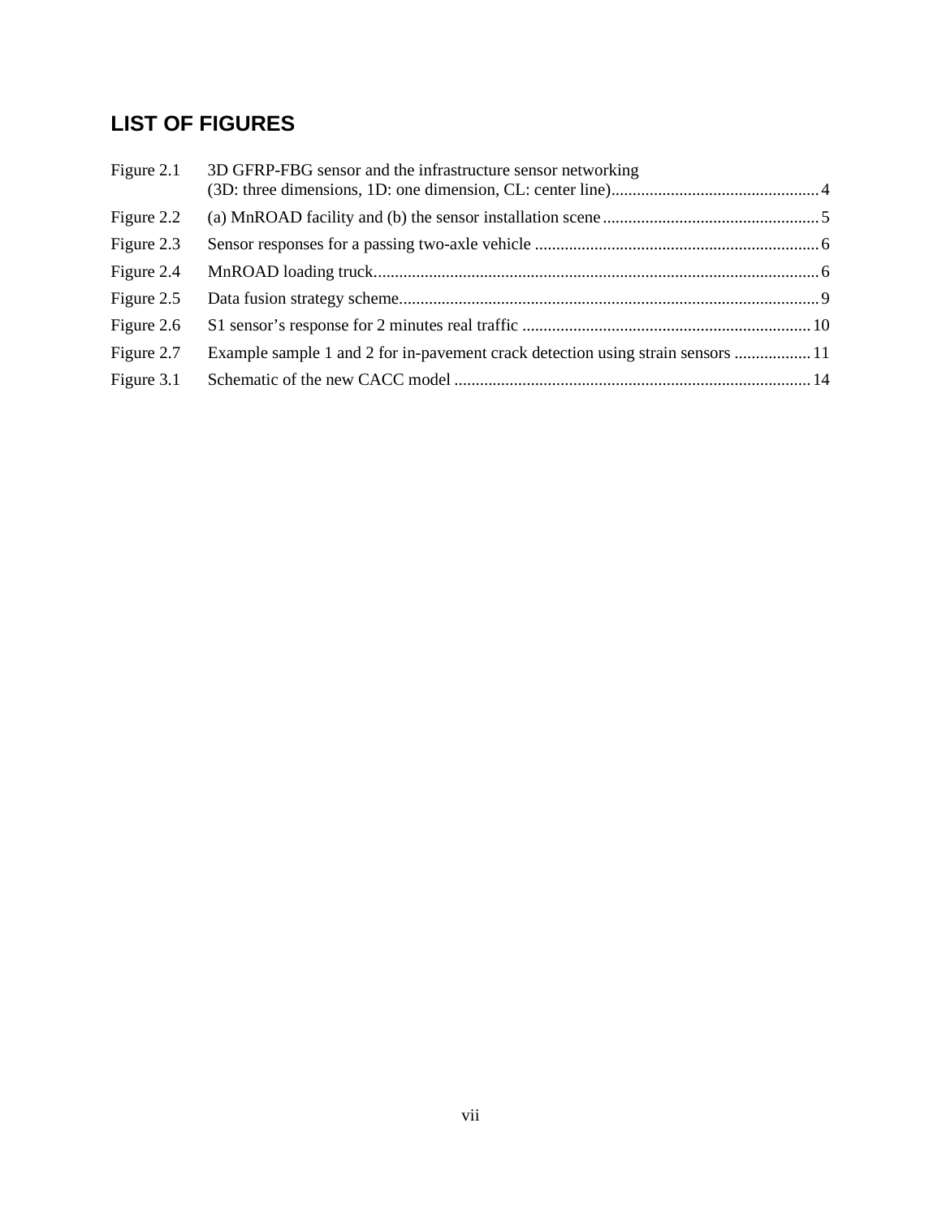# LIST OF FIGURES

Figure 2.1 3D GFRP-FBG sensor and the infrastructure sensor networking (3D: three dimensions, 1D: one dimension, CL: center line) ..... 4

Figure 2.2 (a) MnROAD facility and (b) the sensor installation scene ..... 5

Figure 2.3 Sensor responses for a passing two-axle vehicle ..... 6

Figure 2.4 MnROAD loading truck ..... 6

Figure 2.5 Data fusion strategy scheme ..... 9

Figure 2.6 S1 sensor's response for 2 minutes real traffic ..... 10

Figure 2.7 Example sample 1 and 2 for in-pavement crack detection using strain sensors ..... 11

Figure 3.1 Schematic of the new CACC model ..... 14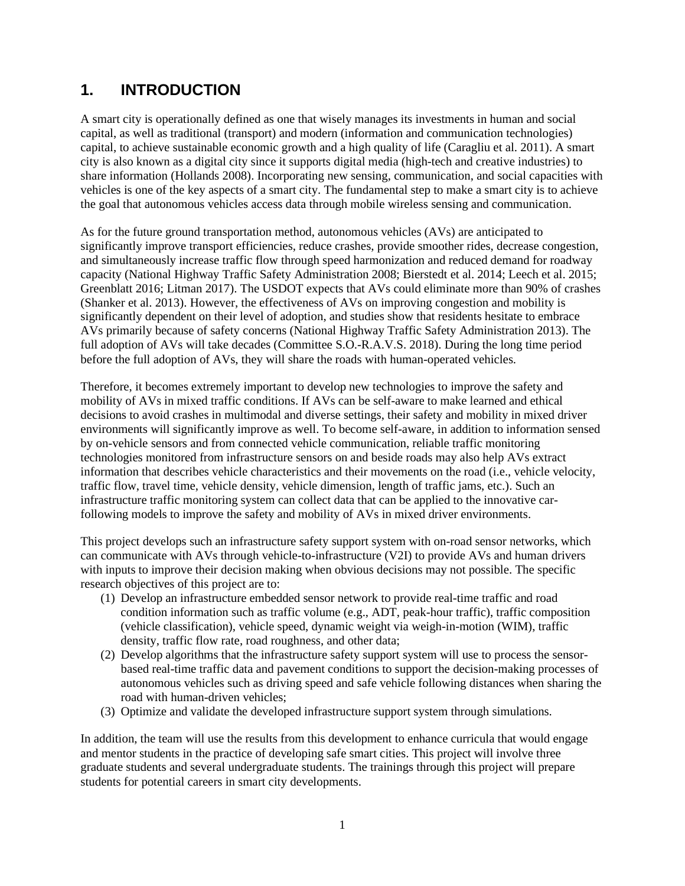# 1. INTRODUCTION

A smart city is operationally defined as one that wisely manages its investments in human and social capital, as well as traditional (transport) and modern (information and communication technologies) capital, to achieve sustainable economic growth and a high quality of life (Caragliu et al. 2011). A smart city is also known as a digital city since it supports digital media (high-tech and creative industries) to share information (Hollands 2008). Incorporating new sensing, communication, and social capacities with vehicles is one of the key aspects of a smart city. The fundamental step to make a smart city is to achieve the goal that autonomous vehicles access data through mobile wireless sensing and communication.

As for the future ground transportation method, autonomous vehicles (AVs) are anticipated to significantly improve transport efficiencies, reduce crashes, provide smoother rides, decrease congestion, and simultaneously increase traffic flow through speed harmonization and reduced demand for roadway capacity (National Highway Traffic Safety Administration 2008; Bierstedt et al. 2014; Leech et al. 2015; Greenblatt 2016; Litman 2017). The USDOT expects that AVs could eliminate more than 90% of crashes (Shanker et al. 2013). However, the effectiveness of AVs on improving congestion and mobility is significantly dependent on their level of adoption, and studies show that residents hesitate to embrace AVs primarily because of safety concerns (National Highway Traffic Safety Administration 2013). The full adoption of AVs will take decades (Committee S.O.-R.A.V.S. 2018). During the long time period before the full adoption of AVs, they will share the roads with human-operated vehicles.

Therefore, it becomes extremely important to develop new technologies to improve the safety and mobility of AVs in mixed traffic conditions. If AVs can be self-aware to make learned and ethical decisions to avoid crashes in multimodal and diverse settings, their safety and mobility in mixed driver environments will significantly improve as well. To become self-aware, in addition to information sensed by on-vehicle sensors and from connected vehicle communication, reliable traffic monitoring technologies monitored from infrastructure sensors on and beside roads may also help AVs extract information that describes vehicle characteristics and their movements on the road (i.e., vehicle velocity, traffic flow, travel time, vehicle density, vehicle dimension, length of traffic jams, etc.). Such an infrastructure traffic monitoring system can collect data that can be applied to the innovative car-following models to improve the safety and mobility of AVs in mixed driver environments.

This project develops such an infrastructure safety support system with on-road sensor networks, which can communicate with AVs through vehicle-to-infrastructure (V2I) to provide AVs and human drivers with inputs to improve their decision making when obvious decisions may not possible. The specific research objectives of this project are to:

(1) Develop an infrastructure embedded sensor network to provide real-time traffic and road condition information such as traffic volume (e.g., ADT, peak-hour traffic), traffic composition (vehicle classification), vehicle speed, dynamic weight via weigh-in-motion (WIM), traffic density, traffic flow rate, road roughness, and other data;

(2) Develop algorithms that the infrastructure safety support system will use to process the sensor-based real-time traffic data and pavement conditions to support the decision-making processes of autonomous vehicles such as driving speed and safe vehicle following distances when sharing the road with human-driven vehicles;

(3) Optimize and validate the developed infrastructure support system through simulations.

In addition, the team will use the results from this development to enhance curricula that would engage and mentor students in the practice of developing safe smart cities. This project will involve three graduate students and several undergraduate students. The trainings through this project will prepare students for potential careers in smart city developments.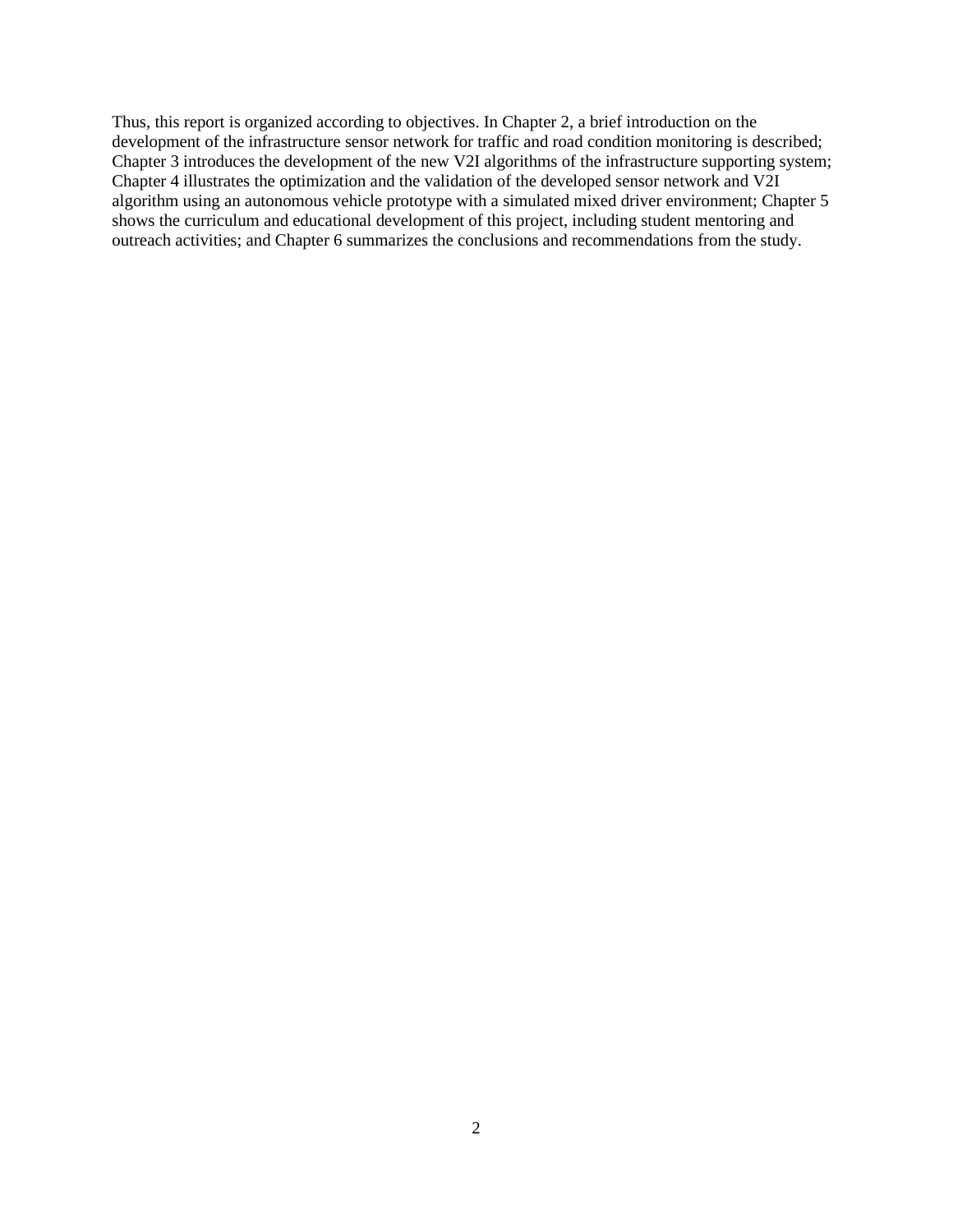Thus, this report is organized according to objectives. In Chapter 2, a brief introduction on the development of the infrastructure sensor network for traffic and road condition monitoring is described; Chapter 3 introduces the development of the new V2I algorithms of the infrastructure supporting system; Chapter 4 illustrates the optimization and the validation of the developed sensor network and V2I algorithm using an autonomous vehicle prototype with a simulated mixed driver environment; Chapter 5 shows the curriculum and educational development of this project, including student mentoring and outreach activities; and Chapter 6 summarizes the conclusions and recommendations from the study.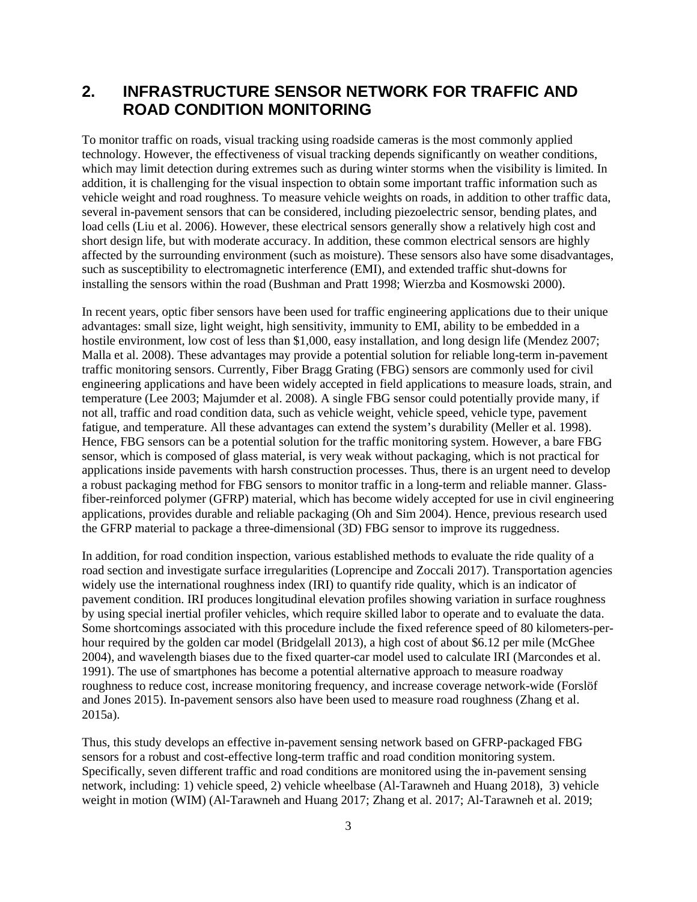## 2. INFRASTRUCTURE SENSOR NETWORK FOR TRAFFIC AND ROAD CONDITION MONITORING

To monitor traffic on roads, visual tracking using roadside cameras is the most commonly applied technology. However, the effectiveness of visual tracking depends significantly on weather conditions, which may limit detection during extremes such as during winter storms when the visibility is limited. In addition, it is challenging for the visual inspection to obtain some important traffic information such as vehicle weight and road roughness. To measure vehicle weights on roads, in addition to other traffic data, several in-pavement sensors that can be considered, including piezoelectric sensor, bending plates, and load cells (Liu et al. 2006). However, these electrical sensors generally show a relatively high cost and short design life, but with moderate accuracy. In addition, these common electrical sensors are highly affected by the surrounding environment (such as moisture). These sensors also have some disadvantages, such as susceptibility to electromagnetic interference (EMI), and extended traffic shut-downs for installing the sensors within the road (Bushman and Pratt 1998; Wierzba and Kosmowski 2000).

In recent years, optic fiber sensors have been used for traffic engineering applications due to their unique advantages: small size, light weight, high sensitivity, immunity to EMI, ability to be embedded in a hostile environment, low cost of less than $1,000, easy installation, and long design life (Mendez 2007; Malla et al. 2008). These advantages may provide a potential solution for reliable long-term in-pavement traffic monitoring sensors. Currently, Fiber Bragg Grating (FBG) sensors are commonly used for civil engineering applications and have been widely accepted in field applications to measure loads, strain, and temperature (Lee 2003; Majumder et al. 2008). A single FBG sensor could potentially provide many, if not all, traffic and road condition data, such as vehicle weight, vehicle speed, vehicle type, pavement fatigue, and temperature. All these advantages can extend the system's durability (Meller et al. 1998). Hence, FBG sensors can be a potential solution for the traffic monitoring system. However, a bare FBG sensor, which is composed of glass material, is very weak without packaging, which is not practical for applications inside pavements with harsh construction processes. Thus, there is an urgent need to develop a robust packaging method for FBG sensors to monitor traffic in a long-term and reliable manner. Glass-fiber-reinforced polymer (GFRP) material, which has become widely accepted for use in civil engineering applications, provides durable and reliable packaging (Oh and Sim 2004). Hence, previous research used the GFRP material to package a three-dimensional (3D) FBG sensor to improve its ruggedness.

In addition, for road condition inspection, various established methods to evaluate the ride quality of a road section and investigate surface irregularities (Loprencipe and Zoccali 2017). Transportation agencies widely use the international roughness index (IRI) to quantify ride quality, which is an indicator of pavement condition. IRI produces longitudinal elevation profiles showing variation in surface roughness by using special inertial profiler vehicles, which require skilled labor to operate and to evaluate the data. Some shortcomings associated with this procedure include the fixed reference speed of 80 kilometers-per-hour required by the golden car model (Bridgelall 2013), a high cost of about $6.12 per mile (McGhee 2004), and wavelength biases due to the fixed quarter-car model used to calculate IRI (Marcondes et al. 1991). The use of smartphones has become a potential alternative approach to measure roadway roughness to reduce cost, increase monitoring frequency, and increase coverage network-wide (Forslöf and Jones 2015). In-pavement sensors also have been used to measure road roughness (Zhang et al. 2015a).

Thus, this study develops an effective in-pavement sensing network based on GFRP-packaged FBG sensors for a robust and cost-effective long-term traffic and road condition monitoring system. Specifically, seven different traffic and road conditions are monitored using the in-pavement sensing network, including: 1) vehicle speed, 2) vehicle wheelbase (Al-Tarawneh and Huang 2018), 3) vehicle weight in motion (WIM) (Al-Tarawneh and Huang 2017; Zhang et al. 2017; Al-Tarawneh et al. 2019;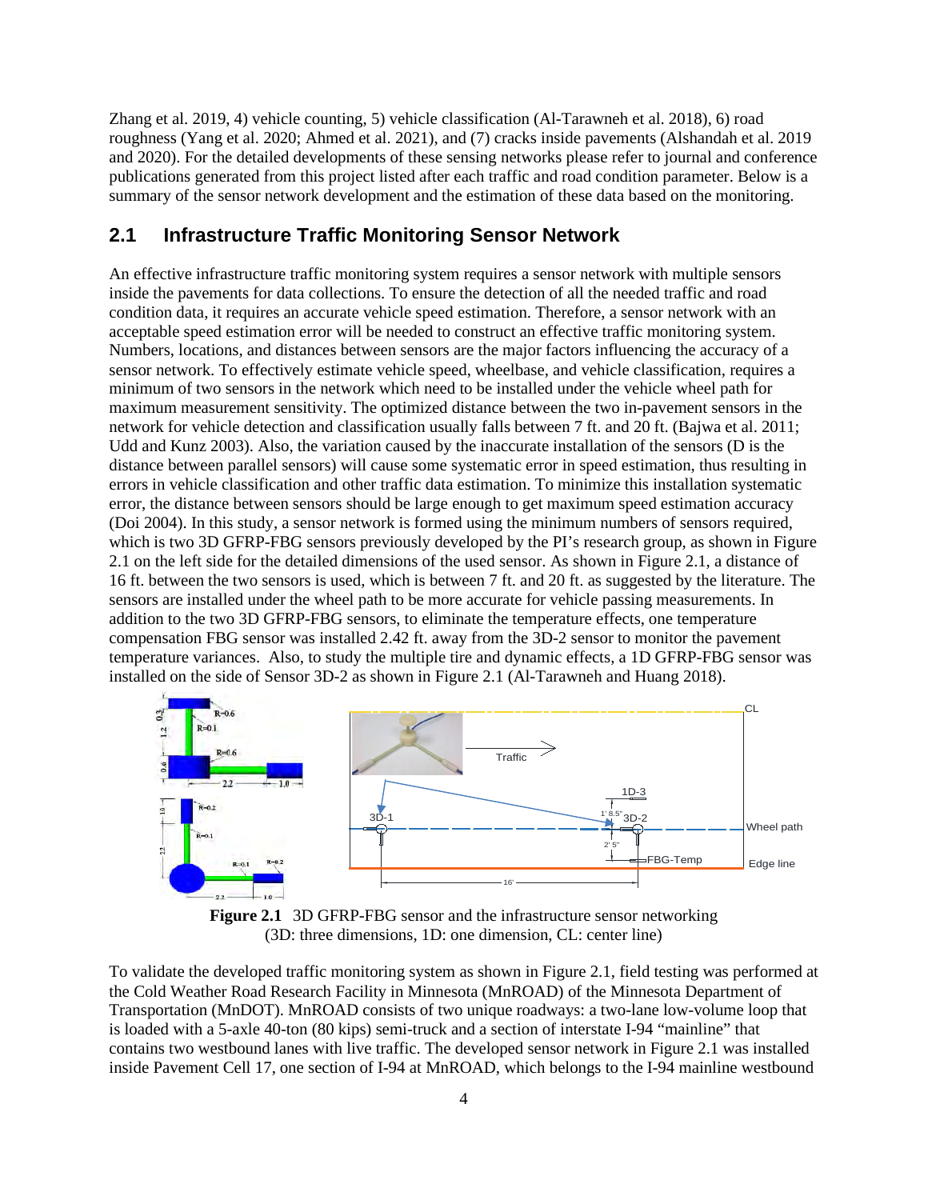Zhang et al. 2019, 4) vehicle counting, 5) vehicle classification (Al-Tarawneh et al. 2018), 6) road roughness (Yang et al. 2020; Ahmed et al. 2021), and (7) cracks inside pavements (Alshandah et al. 2019 and 2020). For the detailed developments of these sensing networks please refer to journal and conference publications generated from this project listed after each traffic and road condition parameter. Below is a summary of the sensor network development and the estimation of these data based on the monitoring.

## 2.1 Infrastructure Traffic Monitoring Sensor Network

An effective infrastructure traffic monitoring system requires a sensor network with multiple sensors inside the pavements for data collections. To ensure the detection of all the needed traffic and road condition data, it requires an accurate vehicle speed estimation. Therefore, a sensor network with an acceptable speed estimation error will be needed to construct an effective traffic monitoring system. Numbers, locations, and distances between sensors are the major factors influencing the accuracy of a sensor network. To effectively estimate vehicle speed, wheelbase, and vehicle classification, requires a minimum of two sensors in the network which need to be installed under the vehicle wheel path for maximum measurement sensitivity. The optimized distance between the two in-pavement sensors in the network for vehicle detection and classification usually falls between 7 ft. and 20 ft. (Bajwa et al. 2011; Udd and Kunz 2003). Also, the variation caused by the inaccurate installation of the sensors (D is the distance between parallel sensors) will cause some systematic error in speed estimation, thus resulting in errors in vehicle classification and other traffic data estimation. To minimize this installation systematic error, the distance between sensors should be large enough to get maximum speed estimation accuracy (Doi 2004). In this study, a sensor network is formed using the minimum numbers of sensors required, which is two 3D GFRP-FBG sensors previously developed by the PI's research group, as shown in Figure 2.1 on the left side for the detailed dimensions of the used sensor. As shown in Figure 2.1, a distance of 16 ft. between the two sensors is used, which is between 7 ft. and 20 ft. as suggested by the literature. The sensors are installed under the wheel path to be more accurate for vehicle passing measurements. In addition to the two 3D GFRP-FBG sensors, to eliminate the temperature effects, one temperature compensation FBG sensor was installed 2.42 ft. away from the 3D-2 sensor to monitor the pavement temperature variances. Also, to study the multiple tire and dynamic effects, a 1D GFRP-FBG sensor was installed on the side of Sensor 3D-2 as shown in Figure 2.1 (Al-Tarawneh and Huang 2018).

**Figure 2.1** 3D GFRP-FBG sensor and the infrastructure sensor networking (3D: three dimensions, 1D: one dimension, CL: center line)

To validate the developed traffic monitoring system as shown in Figure 2.1, field testing was performed at the Cold Weather Road Research Facility in Minnesota (MnROAD) of the Minnesota Department of Transportation (MnDOT). MnROAD consists of two unique roadways: a two-lane low-volume loop that is loaded with a 5-axle 40-ton (80 kips) semi-truck and a section of interstate I-94 "mainline" that contains two westbound lanes with live traffic. The developed sensor network in Figure 2.1 was installed inside Pavement Cell 17, one section of I-94 at MnROAD, which belongs to the I-94 mainline westbound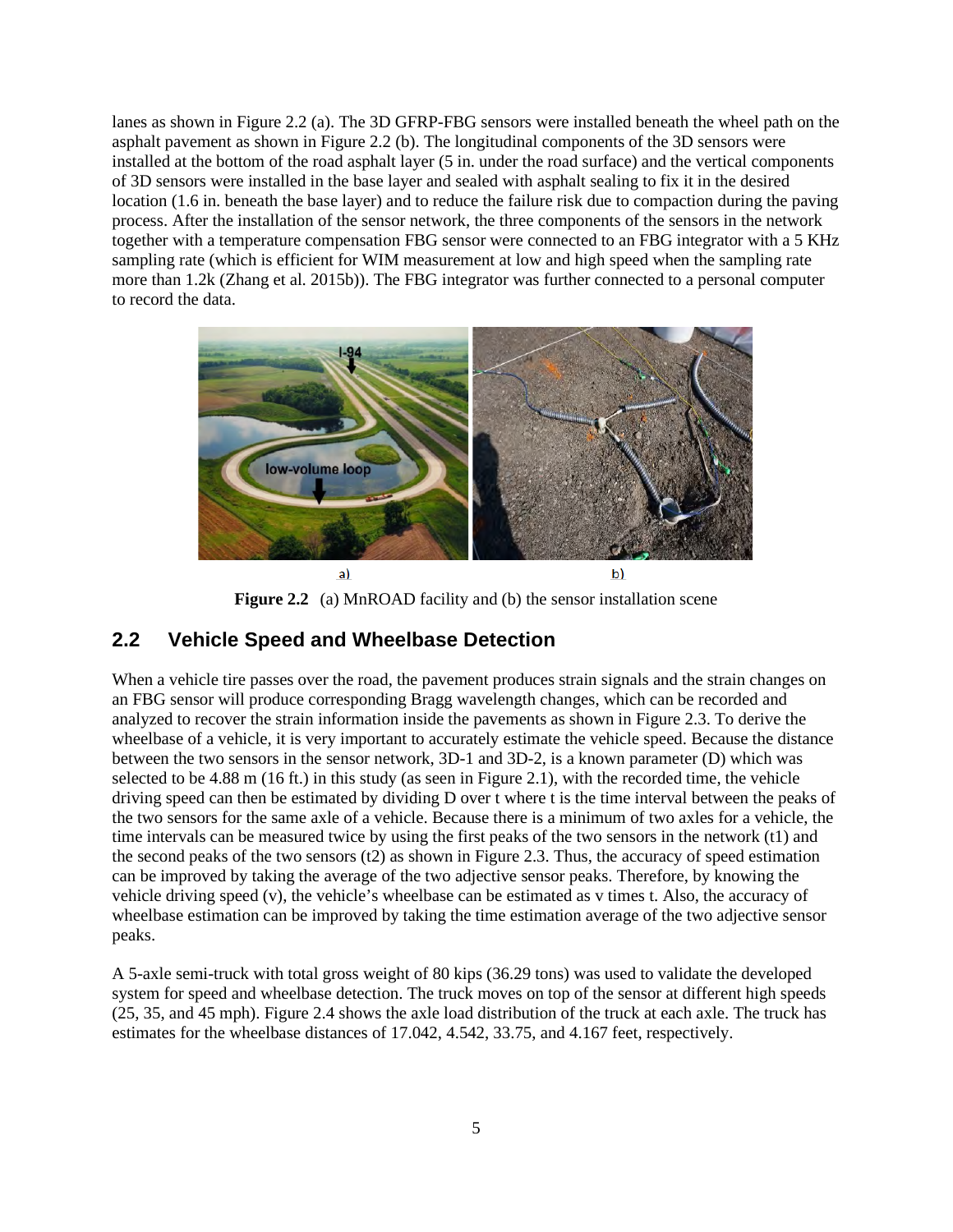lanes as shown in Figure 2.2 (a). The 3D GFRP-FBG sensors were installed beneath the wheel path on the asphalt pavement as shown in Figure 2.2 (b). The longitudinal components of the 3D sensors were installed at the bottom of the road asphalt layer (5 in. under the road surface) and the vertical components of 3D sensors were installed in the base layer and sealed with asphalt sealing to fix it in the desired location (1.6 in. beneath the base layer) and to reduce the failure risk due to compaction during the paving process. After the installation of the sensor network, the three components of the sensors in the network together with a temperature compensation FBG sensor were connected to an FBG integrator with a 5 KHz sampling rate (which is efficient for WIM measurement at low and high speed when the sampling rate more than 1.2k (Zhang et al. 2015b)). The FBG integrator was further connected to a personal computer to record the data.

**Figure 2.2** (a) MnROAD facility and (b) the sensor installation scene

## 2.2 Vehicle Speed and Wheelbase Detection

When a vehicle tire passes over the road, the pavement produces strain signals and the strain changes on an FBG sensor will produce corresponding Bragg wavelength changes, which can be recorded and analyzed to recover the strain information inside the pavements as shown in Figure 2.3. To derive the wheelbase of a vehicle, it is very important to accurately estimate the vehicle speed. Because the distance between the two sensors in the sensor network, 3D-1 and 3D-2, is a known parameter (D) which was selected to be 4.88 m (16 ft.) in this study (as seen in Figure 2.1), with the recorded time, the vehicle driving speed can then be estimated by dividing D over t where t is the time interval between the peaks of the two sensors for the same axle of a vehicle. Because there is a minimum of two axles for a vehicle, the time intervals can be measured twice by using the first peaks of the two sensors in the network (t1) and the second peaks of the two sensors (t2) as shown in Figure 2.3. Thus, the accuracy of speed estimation can be improved by taking the average of the two adjective sensor peaks. Therefore, by knowing the vehicle driving speed (v), the vehicle's wheelbase can be estimated as v times t. Also, the accuracy of wheelbase estimation can be improved by taking the time estimation average of the two adjective sensor peaks.

A 5-axle semi-truck with total gross weight of 80 kips (36.29 tons) was used to validate the developed system for speed and wheelbase detection. The truck moves on top of the sensor at different high speeds (25, 35, and 45 mph). Figure 2.4 shows the axle load distribution of the truck at each axle. The truck has estimates for the wheelbase distances of 17.042, 4.542, 33.75, and 4.167 feet, respectively.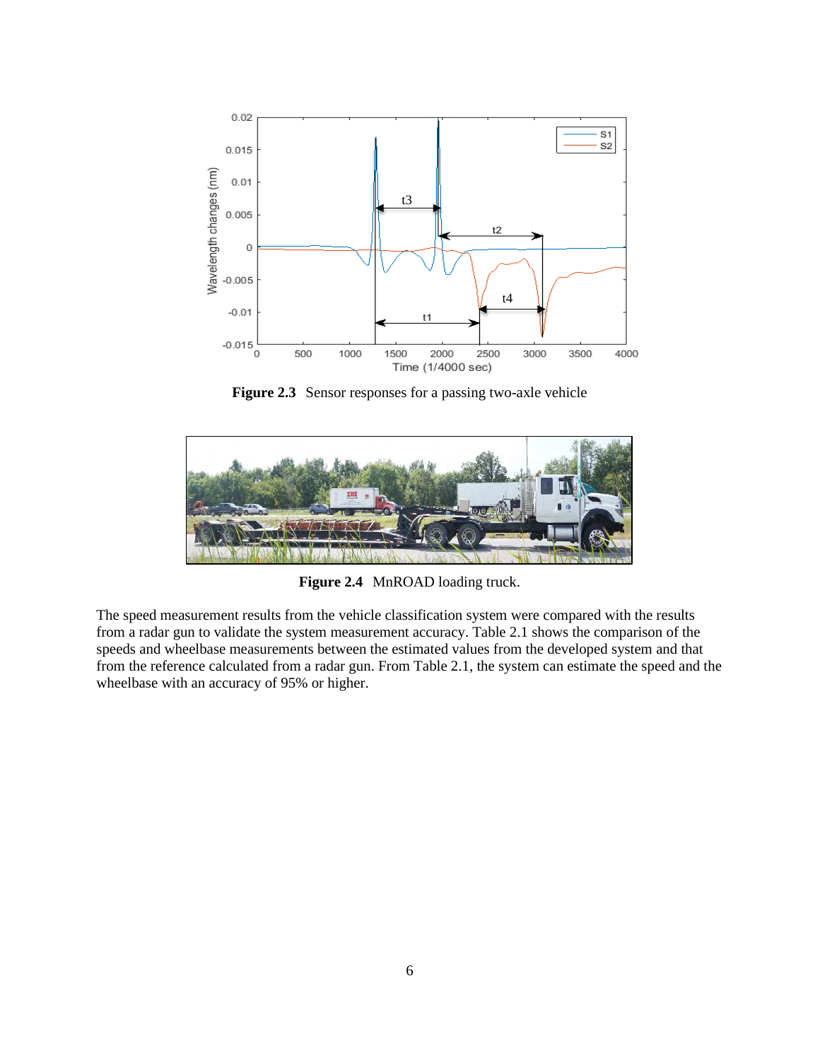**Figure 2.3** Sensor responses for a passing two-axle vehicle

**Figure 2.4** MnROAD loading truck.

The speed measurement results from the vehicle classification system were compared with the results from a radar gun to validate the system measurement accuracy. Table 2.1 shows the comparison of the speeds and wheelbase measurements between the estimated values from the developed system and that from the reference calculated from a radar gun. From Table 2.1, the system can estimate the speed and the wheelbase with an accuracy of 95% or higher.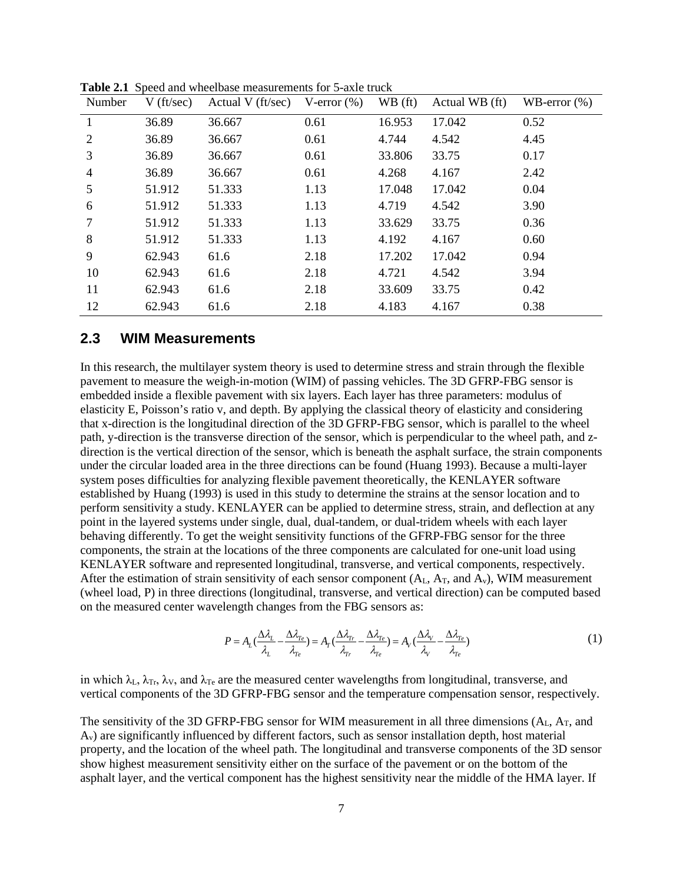**Table 2.1** Speed and wheelbase measurements for 5-axle truck

| Number | V (ft/sec) | Actual V (ft/sec) | V-error (%) | WB (ft) | Actual WB (ft) | WB-error (%) |
|---|---|---|---|---|---|---|
| 1 | 36.89 | 36.667 | 0.61 | 16.953 | 17.042 | 0.52 |
| 2 | 36.89 | 36.667 | 0.61 | 4.744 | 4.542 | 4.45 |
| 3 | 36.89 | 36.667 | 0.61 | 33.806 | 33.75 | 0.17 |
| 4 | 36.89 | 36.667 | 0.61 | 4.268 | 4.167 | 2.42 |
| 5 | 51.912 | 51.333 | 1.13 | 17.048 | 17.042 | 0.04 |
| 6 | 51.912 | 51.333 | 1.13 | 4.719 | 4.542 | 3.90 |
| 7 | 51.912 | 51.333 | 1.13 | 33.629 | 33.75 | 0.36 |
| 8 | 51.912 | 51.333 | 1.13 | 4.192 | 4.167 | 0.60 |
| 9 | 62.943 | 61.6 | 2.18 | 17.202 | 17.042 | 0.94 |
| 10 | 62.943 | 61.6 | 2.18 | 4.721 | 4.542 | 3.94 |
| 11 | 62.943 | 61.6 | 2.18 | 33.609 | 33.75 | 0.42 |
| 12 | 62.943 | 61.6 | 2.18 | 4.183 | 4.167 | 0.38 |

## 2.3 WIM Measurements

In this research, the multilayer system theory is used to determine stress and strain through the flexible pavement to measure the weigh-in-motion (WIM) of passing vehicles. The 3D GFRP-FBG sensor is embedded inside a flexible pavement with six layers. Each layer has three parameters: modulus of elasticity E, Poisson's ratio v, and depth. By applying the classical theory of elasticity and considering that x-direction is the longitudinal direction of the 3D GFRP-FBG sensor, which is parallel to the wheel path, y-direction is the transverse direction of the sensor, which is perpendicular to the wheel path, and z-direction is the vertical direction of the sensor, which is beneath the asphalt surface, the strain components under the circular loaded area in the three directions can be found (Huang 1993). Because a multi-layer system poses difficulties for analyzing flexible pavement theoretically, the KENLAYER software established by Huang (1993) is used in this study to determine the strains at the sensor location and to perform sensitivity a study. KENLAYER can be applied to determine stress, strain, and deflection at any point in the layered systems under single, dual, dual-tandem, or dual-tridem wheels with each layer behaving differently. To get the weight sensitivity functions of the GFRP-FBG sensor for the three components, the strain at the locations of the three components are calculated for one-unit load using KENLAYER software and represented longitudinal, transverse, and vertical components, respectively. After the estimation of strain sensitivity of each sensor component ($A_L$, $A_T$, and $A_v$), WIM measurement (wheel load, P) in three directions (longitudinal, transverse, and vertical direction) can be computed based on the measured center wavelength changes from the FBG sensors as:

$$P = A_L\left(\frac{\Delta\lambda_L}{\lambda_L} - \frac{\Delta\lambda_{Te}}{\lambda_{Te}}\right) = A_T\left(\frac{\Delta\lambda_{Tr}}{\lambda_{Tr}} - \frac{\Delta\lambda_{Te}}{\lambda_{Te}}\right) = A_V\left(\frac{\Delta\lambda_V}{\lambda_V} - \frac{\Delta\lambda_{Te}}{\lambda_{Te}}\right) \tag{1}$$

in which $\lambda_L$, $\lambda_{Tr}$, $\lambda_V$, and $\lambda_{Te}$ are the measured center wavelengths from longitudinal, transverse, and vertical components of the 3D GFRP-FBG sensor and the temperature compensation sensor, respectively.

The sensitivity of the 3D GFRP-FBG sensor for WIM measurement in all three dimensions ($A_L$, $A_T$, and $A_v$) are significantly influenced by different factors, such as sensor installation depth, host material property, and the location of the wheel path. The longitudinal and transverse components of the 3D sensor show highest measurement sensitivity either on the surface of the pavement or on the bottom of the asphalt layer, and the vertical component has the highest sensitivity near the middle of the HMA layer. If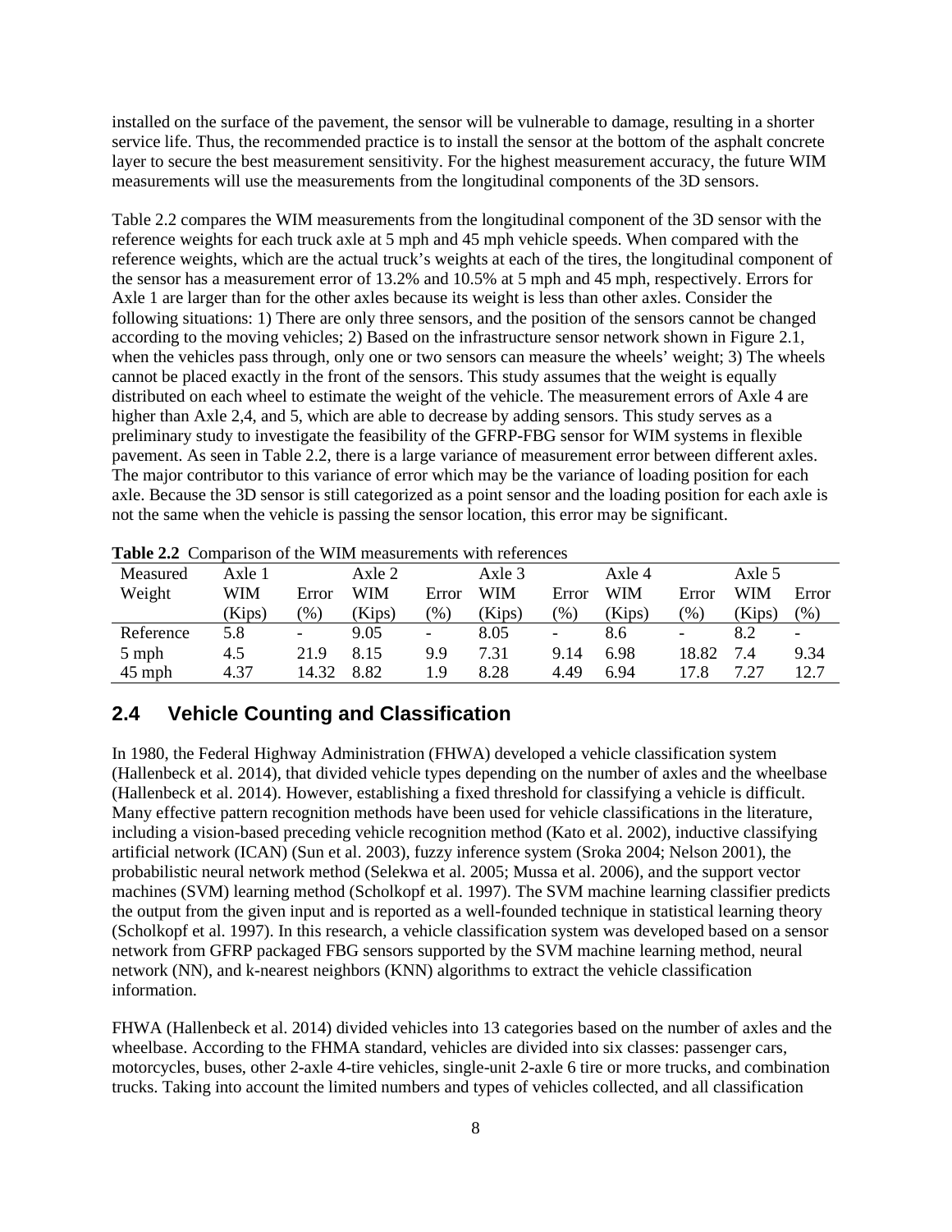installed on the surface of the pavement, the sensor will be vulnerable to damage, resulting in a shorter service life. Thus, the recommended practice is to install the sensor at the bottom of the asphalt concrete layer to secure the best measurement sensitivity. For the highest measurement accuracy, the future WIM measurements will use the measurements from the longitudinal components of the 3D sensors.

Table 2.2 compares the WIM measurements from the longitudinal component of the 3D sensor with the reference weights for each truck axle at 5 mph and 45 mph vehicle speeds. When compared with the reference weights, which are the actual truck's weights at each of the tires, the longitudinal component of the sensor has a measurement error of 13.2% and 10.5% at 5 mph and 45 mph, respectively. Errors for Axle 1 are larger than for the other axles because its weight is less than other axles. Consider the following situations: 1) There are only three sensors, and the position of the sensors cannot be changed according to the moving vehicles; 2) Based on the infrastructure sensor network shown in Figure 2.1, when the vehicles pass through, only one or two sensors can measure the wheels' weight; 3) The wheels cannot be placed exactly in the front of the sensors. This study assumes that the weight is equally distributed on each wheel to estimate the weight of the vehicle. The measurement errors of Axle 4 are higher than Axle 2,4, and 5, which are able to decrease by adding sensors. This study serves as a preliminary study to investigate the feasibility of the GFRP-FBG sensor for WIM systems in flexible pavement. As seen in Table 2.2, there is a large variance of measurement error between different axles. The major contributor to this variance of error which may be the variance of loading position for each axle. Because the 3D sensor is still categorized as a point sensor and the loading position for each axle is not the same when the vehicle is passing the sensor location, this error may be significant.

**Table 2.2** Comparison of the WIM measurements with references

| Measured Weight | Axle 1 WIM (Kips) | Error (%) | Axle 2 WIM (Kips) | Error (%) | Axle 3 WIM (Kips) | Error (%) | Axle 4 WIM (Kips) | Error (%) | Axle 5 WIM (Kips) | Error (%) |
|---|---|---|---|---|---|---|---|---|---|---|
| Reference | 5.8 | - | 9.05 | - | 8.05 | - | 8.6 | - | 8.2 | - |
| 5 mph | 4.5 | 21.9 | 8.15 | 9.9 | 7.31 | 9.14 | 6.98 | 18.82 | 7.4 | 9.34 |
| 45 mph | 4.37 | 14.32 | 8.82 | 1.9 | 8.28 | 4.49 | 6.94 | 17.8 | 7.27 | 12.7 |

## 2.4 Vehicle Counting and Classification

In 1980, the Federal Highway Administration (FHWA) developed a vehicle classification system (Hallenbeck et al. 2014), that divided vehicle types depending on the number of axles and the wheelbase (Hallenbeck et al. 2014). However, establishing a fixed threshold for classifying a vehicle is difficult. Many effective pattern recognition methods have been used for vehicle classifications in the literature, including a vision-based preceding vehicle recognition method (Kato et al. 2002), inductive classifying artificial network (ICAN) (Sun et al. 2003), fuzzy inference system (Sroka 2004; Nelson 2001), the probabilistic neural network method (Selekwa et al. 2005; Mussa et al. 2006), and the support vector machines (SVM) learning method (Scholkopf et al. 1997). The SVM machine learning classifier predicts the output from the given input and is reported as a well-founded technique in statistical learning theory (Scholkopf et al. 1997). In this research, a vehicle classification system was developed based on a sensor network from GFRP packaged FBG sensors supported by the SVM machine learning method, neural network (NN), and k-nearest neighbors (KNN) algorithms to extract the vehicle classification information.

FHWA (Hallenbeck et al. 2014) divided vehicles into 13 categories based on the number of axles and the wheelbase. According to the FHMA standard, vehicles are divided into six classes: passenger cars, motorcycles, buses, other 2-axle 4-tire vehicles, single-unit 2-axle 6 tire or more trucks, and combination trucks. Taking into account the limited numbers and types of vehicles collected, and all classification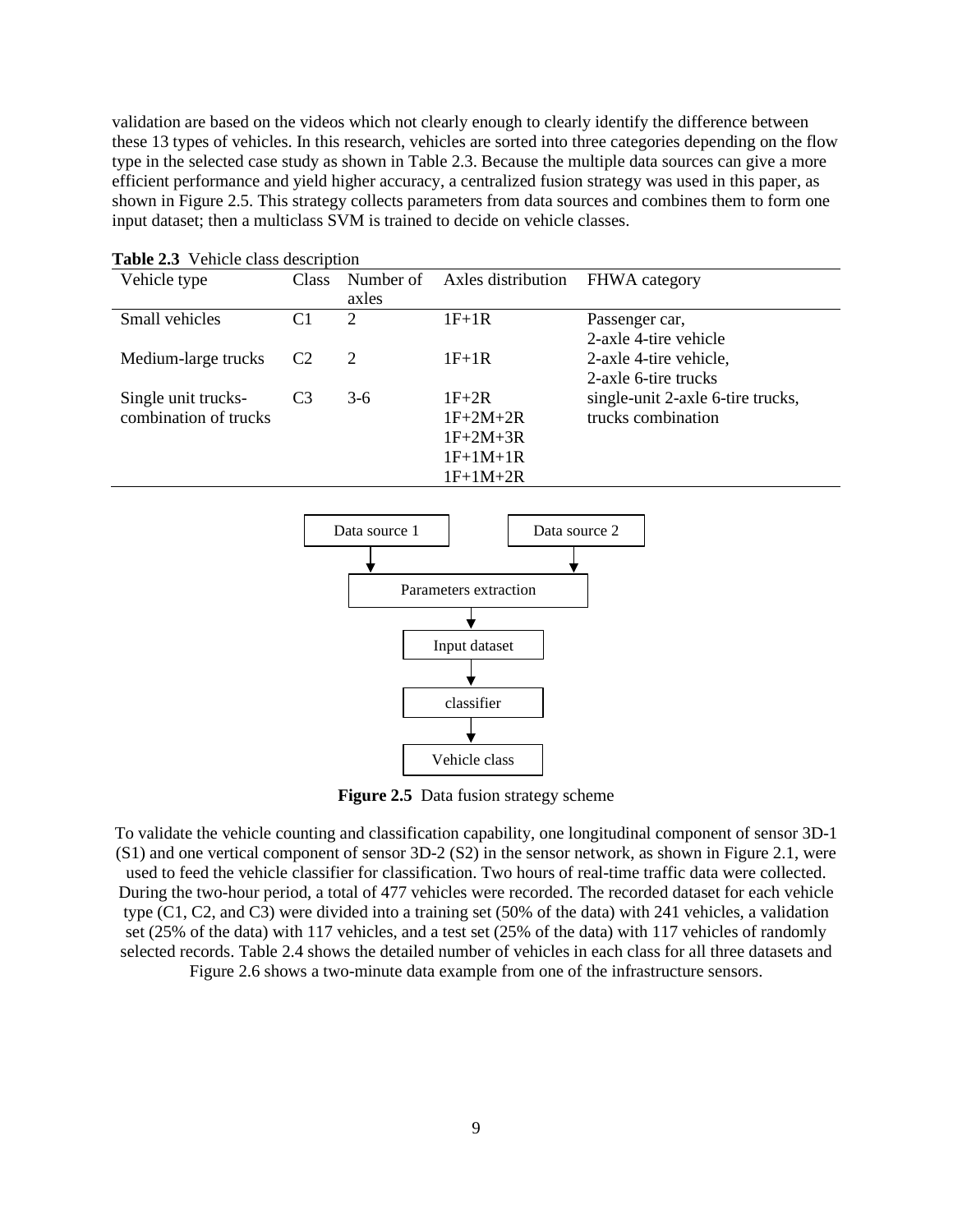validation are based on the videos which not clearly enough to clearly identify the difference between these 13 types of vehicles. In this research, vehicles are sorted into three categories depending on the flow type in the selected case study as shown in Table 2.3. Because the multiple data sources can give a more efficient performance and yield higher accuracy, a centralized fusion strategy was used in this paper, as shown in Figure 2.5. This strategy collects parameters from data sources and combines them to form one input dataset; then a multiclass SVM is trained to decide on vehicle classes.

**Table 2.3** Vehicle class description

| Vehicle type | Class | Number of axles | Axles distribution | FHWA category |
|---|---|---|---|---|
| Small vehicles | C1 | 2 | 1F+1R | Passenger car, 2-axle 4-tire vehicle |
| Medium-large trucks | C2 | 2 | 1F+1R | 2-axle 4-tire vehicle, 2-axle 6-tire trucks |
| Single unit trucks-combination of trucks | C3 | 3-6 | 1F+2R<br>1F+2M+2R<br>1F+2M+3R<br>1F+1M+1R<br>1F+1M+2R | single-unit 2-axle 6-tire trucks, trucks combination |

Data source 1 → Parameters extraction ← Data source 2
Parameters extraction → Input dataset → classifier → Vehicle class

**Figure 2.5** Data fusion strategy scheme

To validate the vehicle counting and classification capability, one longitudinal component of sensor 3D-1 (S1) and one vertical component of sensor 3D-2 (S2) in the sensor network, as shown in Figure 2.1, were used to feed the vehicle classifier for classification. Two hours of real-time traffic data were collected. During the two-hour period, a total of 477 vehicles were recorded. The recorded dataset for each vehicle type (C1, C2, and C3) were divided into a training set (50% of the data) with 241 vehicles, a validation set (25% of the data) with 117 vehicles, and a test set (25% of the data) with 117 vehicles of randomly selected records. Table 2.4 shows the detailed number of vehicles in each class for all three datasets and Figure 2.6 shows a two-minute data example from one of the infrastructure sensors.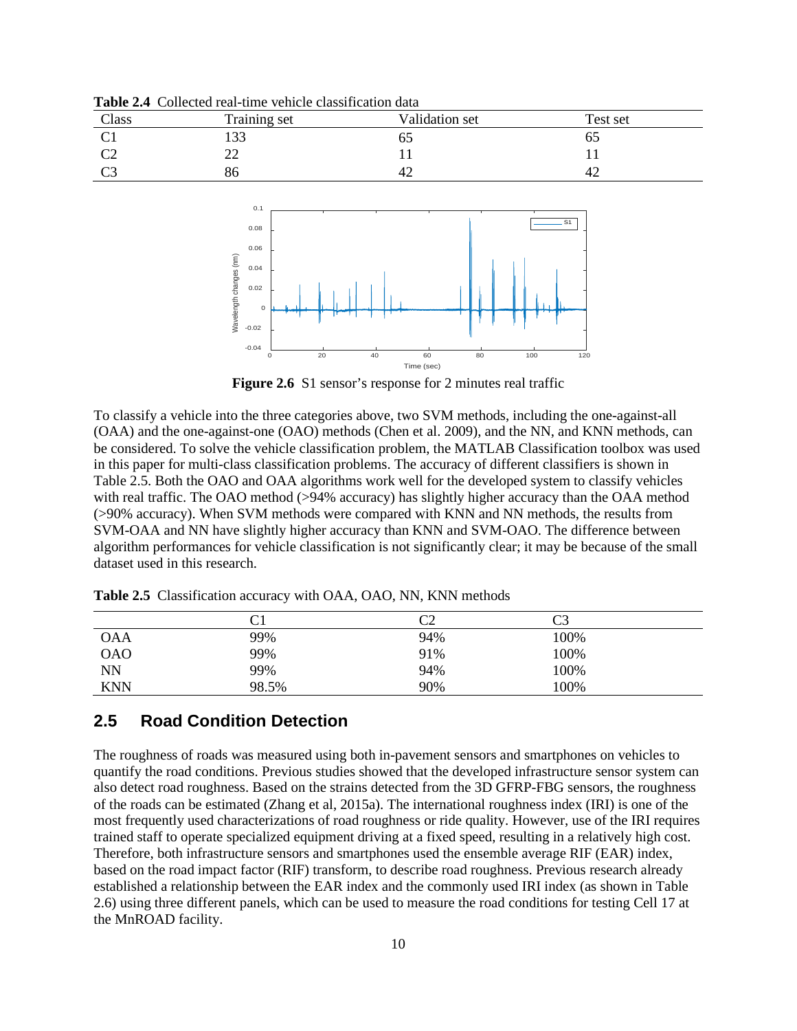**Table 2.4** Collected real-time vehicle classification data

| Class | Training set | Validation set | Test set |
|---|---|---|---|
| C1 | 133 | 65 | 65 |
| C2 | 22 | 11 | 11 |
| C3 | 86 | 42 | 42 |

**Figure 2.6** S1 sensor's response for 2 minutes real traffic

To classify a vehicle into the three categories above, two SVM methods, including the one-against-all (OAA) and the one-against-one (OAO) methods (Chen et al. 2009), and the NN, and KNN methods, can be considered. To solve the vehicle classification problem, the MATLAB Classification toolbox was used in this paper for multi-class classification problems. The accuracy of different classifiers is shown in Table 2.5. Both the OAO and OAA algorithms work well for the developed system to classify vehicles with real traffic. The OAO method (>94% accuracy) has slightly higher accuracy than the OAA method (>90% accuracy). When SVM methods were compared with KNN and NN methods, the results from SVM-OAA and NN have slightly higher accuracy than KNN and SVM-OAO. The difference between algorithm performances for vehicle classification is not significantly clear; it may be because of the small dataset used in this research.

**Table 2.5** Classification accuracy with OAA, OAO, NN, KNN methods

| | C1 | C2 | C3 |
|---|---|---|---|
| OAA | 99% | 94% | 100% |
| OAO | 99% | 91% | 100% |
| NN | 99% | 94% | 100% |
| KNN | 98.5% | 90% | 100% |

## 2.5 Road Condition Detection

The roughness of roads was measured using both in-pavement sensors and smartphones on vehicles to quantify the road conditions. Previous studies showed that the developed infrastructure sensor system can also detect road roughness. Based on the strains detected from the 3D GFRP-FBG sensors, the roughness of the roads can be estimated (Zhang et al, 2015a). The international roughness index (IRI) is one of the most frequently used characterizations of road roughness or ride quality. However, use of the IRI requires trained staff to operate specialized equipment driving at a fixed speed, resulting in a relatively high cost. Therefore, both infrastructure sensors and smartphones used the ensemble average RIF (EAR) index, based on the road impact factor (RIF) transform, to describe road roughness. Previous research already established a relationship between the EAR index and the commonly used IRI index (as shown in Table 2.6) using three different panels, which can be used to measure the road conditions for testing Cell 17 at the MnROAD facility.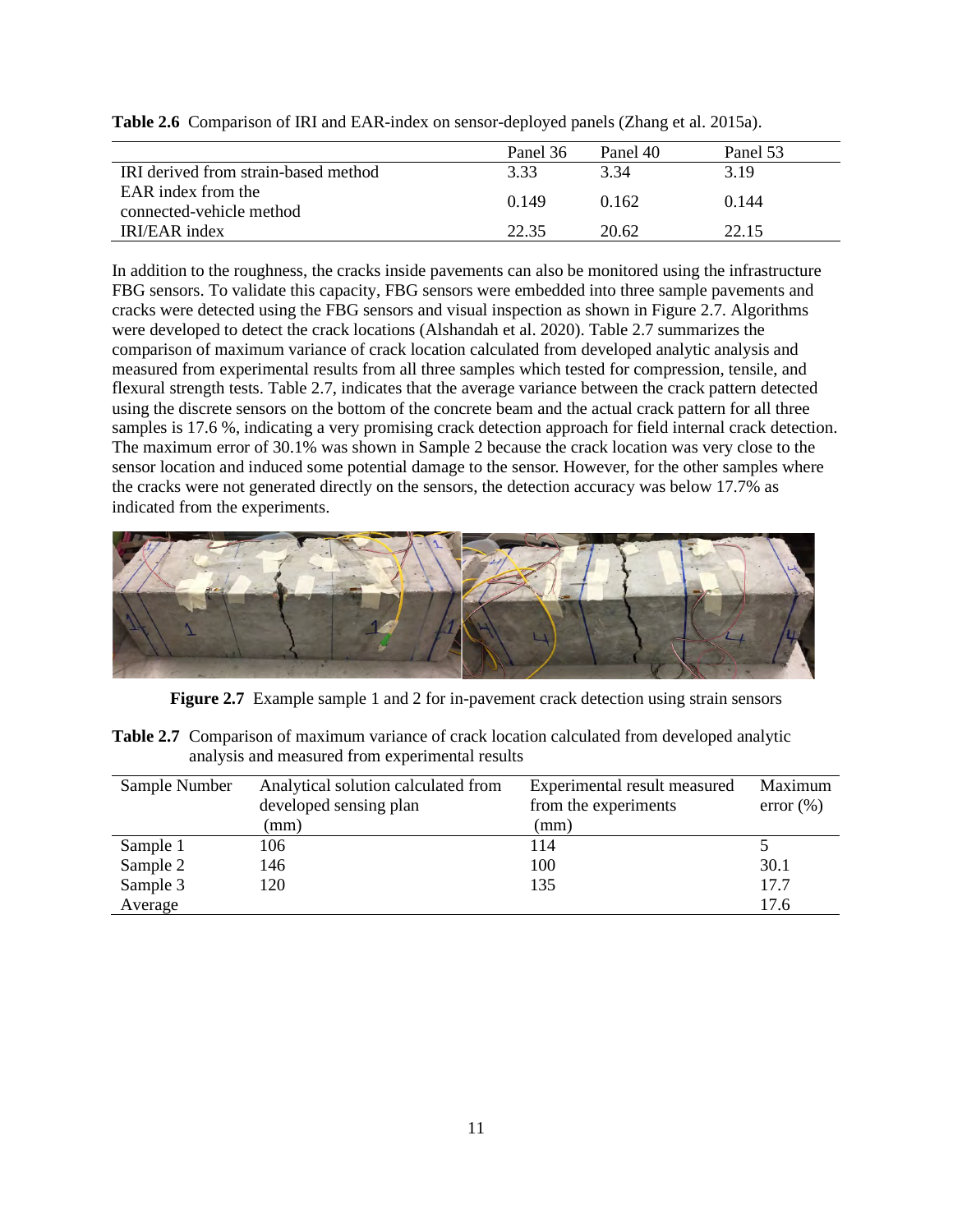**Table 2.6** Comparison of IRI and EAR-index on sensor-deployed panels (Zhang et al. 2015a).

| | Panel 36 | Panel 40 | Panel 53 |
|---|---|---|---|
| IRI derived from strain-based method | 3.33 | 3.34 | 3.19 |
| EAR index from the connected-vehicle method | 0.149 | 0.162 | 0.144 |
| IRI/EAR index | 22.35 | 20.62 | 22.15 |

In addition to the roughness, the cracks inside pavements can also be monitored using the infrastructure FBG sensors. To validate this capacity, FBG sensors were embedded into three sample pavements and cracks were detected using the FBG sensors and visual inspection as shown in Figure 2.7. Algorithms were developed to detect the crack locations (Alshandah et al. 2020). Table 2.7 summarizes the comparison of maximum variance of crack location calculated from developed analytic analysis and measured from experimental results from all three samples which tested for compression, tensile, and flexural strength tests. Table 2.7, indicates that the average variance between the crack pattern detected using the discrete sensors on the bottom of the concrete beam and the actual crack pattern for all three samples is 17.6 %, indicating a very promising crack detection approach for field internal crack detection. The maximum error of 30.1% was shown in Sample 2 because the crack location was very close to the sensor location and induced some potential damage to the sensor. However, for the other samples where the cracks were not generated directly on the sensors, the detection accuracy was below 17.7% as indicated from the experiments.

**Figure 2.7** Example sample 1 and 2 for in-pavement crack detection using strain sensors

**Table 2.7** Comparison of maximum variance of crack location calculated from developed analytic analysis and measured from experimental results

| Sample Number | Analytical solution calculated from developed sensing plan (mm) | Experimental result measured from the experiments (mm) | Maximum error (%) |
|---|---|---|---|
| Sample 1 | 106 | 114 | 5 |
| Sample 2 | 146 | 100 | 30.1 |
| Sample 3 | 120 | 135 | 17.7 |
| Average | | | 17.6 |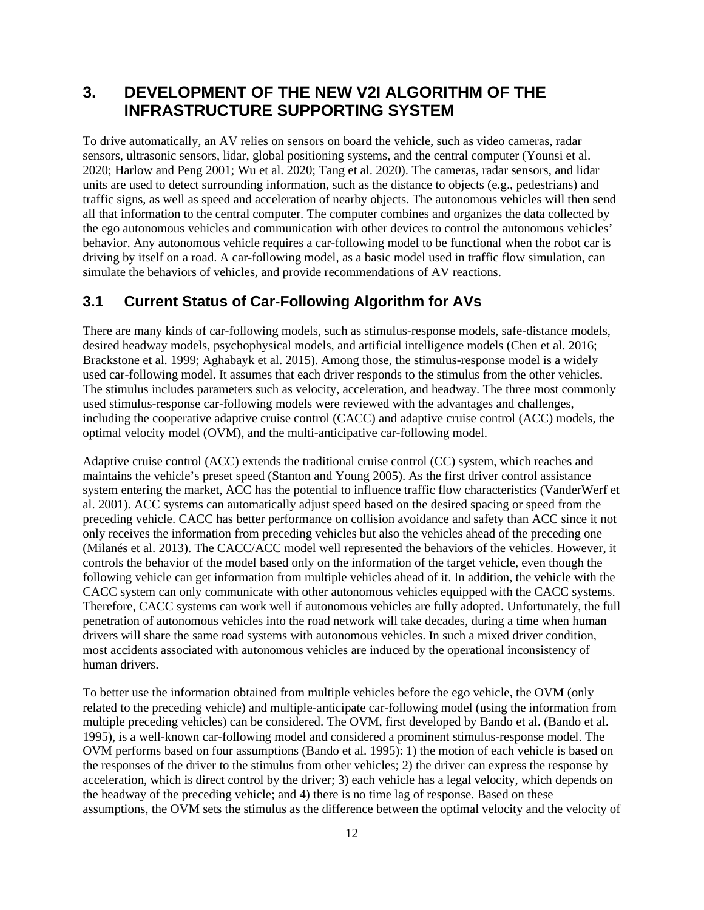# 3. DEVELOPMENT OF THE NEW V2I ALGORITHM OF THE INFRASTRUCTURE SUPPORTING SYSTEM

To drive automatically, an AV relies on sensors on board the vehicle, such as video cameras, radar sensors, ultrasonic sensors, lidar, global positioning systems, and the central computer (Younsi et al. 2020; Harlow and Peng 2001; Wu et al. 2020; Tang et al. 2020). The cameras, radar sensors, and lidar units are used to detect surrounding information, such as the distance to objects (e.g., pedestrians) and traffic signs, as well as speed and acceleration of nearby objects. The autonomous vehicles will then send all that information to the central computer. The computer combines and organizes the data collected by the ego autonomous vehicles and communication with other devices to control the autonomous vehicles' behavior. Any autonomous vehicle requires a car-following model to be functional when the robot car is driving by itself on a road. A car-following model, as a basic model used in traffic flow simulation, can simulate the behaviors of vehicles, and provide recommendations of AV reactions.

## 3.1 Current Status of Car-Following Algorithm for AVs

There are many kinds of car-following models, such as stimulus-response models, safe-distance models, desired headway models, psychophysical models, and artificial intelligence models (Chen et al. 2016; Brackstone et al. 1999; Aghabayk et al. 2015). Among those, the stimulus-response model is a widely used car-following model. It assumes that each driver responds to the stimulus from the other vehicles. The stimulus includes parameters such as velocity, acceleration, and headway. The three most commonly used stimulus-response car-following models were reviewed with the advantages and challenges, including the cooperative adaptive cruise control (CACC) and adaptive cruise control (ACC) models, the optimal velocity model (OVM), and the multi-anticipative car-following model.

Adaptive cruise control (ACC) extends the traditional cruise control (CC) system, which reaches and maintains the vehicle's preset speed (Stanton and Young 2005). As the first driver control assistance system entering the market, ACC has the potential to influence traffic flow characteristics (VanderWerf et al. 2001). ACC systems can automatically adjust speed based on the desired spacing or speed from the preceding vehicle. CACC has better performance on collision avoidance and safety than ACC since it not only receives the information from preceding vehicles but also the vehicles ahead of the preceding one (Milanés et al. 2013). The CACC/ACC model well represented the behaviors of the vehicles. However, it controls the behavior of the model based only on the information of the target vehicle, even though the following vehicle can get information from multiple vehicles ahead of it. In addition, the vehicle with the CACC system can only communicate with other autonomous vehicles equipped with the CACC systems. Therefore, CACC systems can work well if autonomous vehicles are fully adopted. Unfortunately, the full penetration of autonomous vehicles into the road network will take decades, during a time when human drivers will share the same road systems with autonomous vehicles. In such a mixed driver condition, most accidents associated with autonomous vehicles are induced by the operational inconsistency of human drivers.

To better use the information obtained from multiple vehicles before the ego vehicle, the OVM (only related to the preceding vehicle) and multiple-anticipate car-following model (using the information from multiple preceding vehicles) can be considered. The OVM, first developed by Bando et al. (Bando et al. 1995), is a well-known car-following model and considered a prominent stimulus-response model. The OVM performs based on four assumptions (Bando et al. 1995): 1) the motion of each vehicle is based on the responses of the driver to the stimulus from other vehicles; 2) the driver can express the response by acceleration, which is direct control by the driver; 3) each vehicle has a legal velocity, which depends on the headway of the preceding vehicle; and 4) there is no time lag of response. Based on these assumptions, the OVM sets the stimulus as the difference between the optimal velocity and the velocity of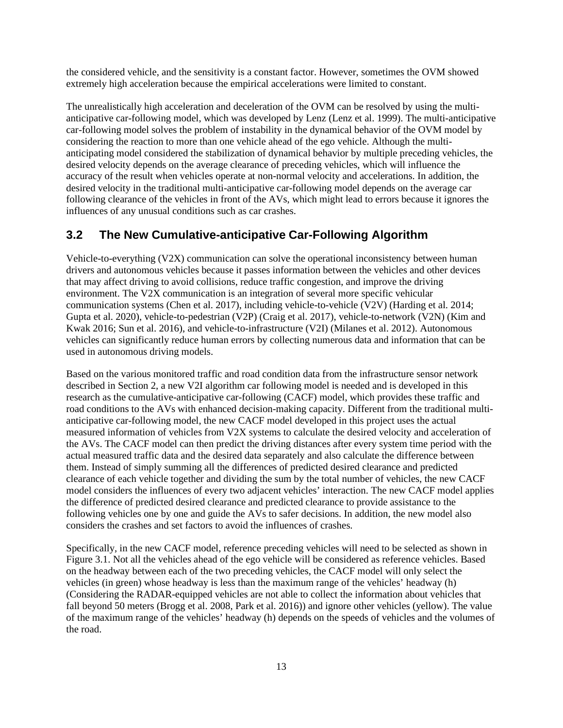the considered vehicle, and the sensitivity is a constant factor. However, sometimes the OVM showed extremely high acceleration because the empirical accelerations were limited to constant.

The unrealistically high acceleration and deceleration of the OVM can be resolved by using the multi-anticipative car-following model, which was developed by Lenz (Lenz et al. 1999). The multi-anticipative car-following model solves the problem of instability in the dynamical behavior of the OVM model by considering the reaction to more than one vehicle ahead of the ego vehicle. Although the multi-anticipating model considered the stabilization of dynamical behavior by multiple preceding vehicles, the desired velocity depends on the average clearance of preceding vehicles, which will influence the accuracy of the result when vehicles operate at non-normal velocity and accelerations. In addition, the desired velocity in the traditional multi-anticipative car-following model depends on the average car following clearance of the vehicles in front of the AVs, which might lead to errors because it ignores the influences of any unusual conditions such as car crashes.

## 3.2 The New Cumulative-anticipative Car-Following Algorithm

Vehicle-to-everything (V2X) communication can solve the operational inconsistency between human drivers and autonomous vehicles because it passes information between the vehicles and other devices that may affect driving to avoid collisions, reduce traffic congestion, and improve the driving environment. The V2X communication is an integration of several more specific vehicular communication systems (Chen et al. 2017), including vehicle-to-vehicle (V2V) (Harding et al. 2014; Gupta et al. 2020), vehicle-to-pedestrian (V2P) (Craig et al. 2017), vehicle-to-network (V2N) (Kim and Kwak 2016; Sun et al. 2016), and vehicle-to-infrastructure (V2I) (Milanes et al. 2012). Autonomous vehicles can significantly reduce human errors by collecting numerous data and information that can be used in autonomous driving models.

Based on the various monitored traffic and road condition data from the infrastructure sensor network described in Section 2, a new V2I algorithm car following model is needed and is developed in this research as the cumulative-anticipative car-following (CACF) model, which provides these traffic and road conditions to the AVs with enhanced decision-making capacity. Different from the traditional multi-anticipative car-following model, the new CACF model developed in this project uses the actual measured information of vehicles from V2X systems to calculate the desired velocity and acceleration of the AVs. The CACF model can then predict the driving distances after every system time period with the actual measured traffic data and the desired data separately and also calculate the difference between them. Instead of simply summing all the differences of predicted desired clearance and predicted clearance of each vehicle together and dividing the sum by the total number of vehicles, the new CACF model considers the influences of every two adjacent vehicles' interaction. The new CACF model applies the difference of predicted desired clearance and predicted clearance to provide assistance to the following vehicles one by one and guide the AVs to safer decisions. In addition, the new model also considers the crashes and set factors to avoid the influences of crashes.

Specifically, in the new CACF model, reference preceding vehicles will need to be selected as shown in Figure 3.1. Not all the vehicles ahead of the ego vehicle will be considered as reference vehicles. Based on the headway between each of the two preceding vehicles, the CACF model will only select the vehicles (in green) whose headway is less than the maximum range of the vehicles' headway (h) (Considering the RADAR-equipped vehicles are not able to collect the information about vehicles that fall beyond 50 meters (Brogg et al. 2008, Park et al. 2016)) and ignore other vehicles (yellow). The value of the maximum range of the vehicles' headway (h) depends on the speeds of vehicles and the volumes of the road.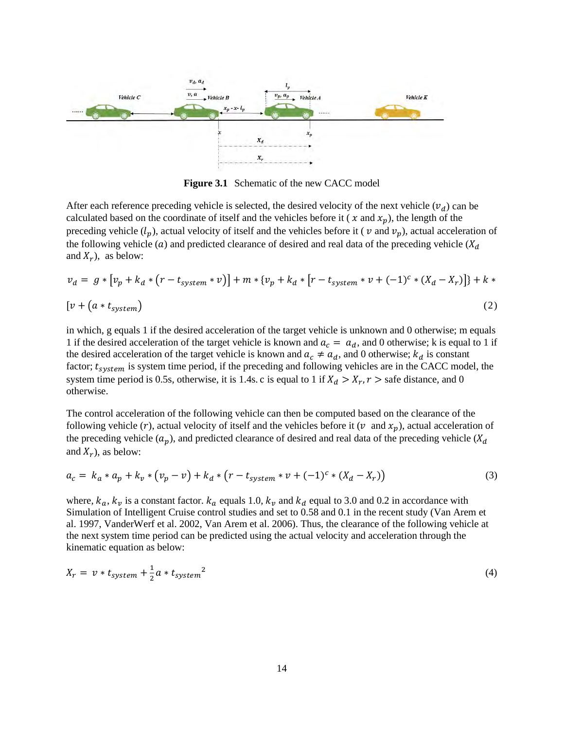**Figure 3.1** Schematic of the new CACC model

After each reference preceding vehicle is selected, the desired velocity of the next vehicle ($v_d$) can be calculated based on the coordinate of itself and the vehicles before it ( $x$ and $x_p$), the length of the preceding vehicle ($l_p$), actual velocity of itself and the vehicles before it ( $v$ and $v_p$), actual acceleration of the following vehicle ($a$) and predicted clearance of desired and real data of the preceding vehicle ($X_d$ and $X_r$), as below:

$$v_d = g * [v_p + k_d * (r - t_{system} * v)] + m * \{v_p + k_d * [r - t_{system} * v + (-1)^c * (X_d - X_r)]\} + k * [v + (a * t_{system})] \tag{2}$$

in which, g equals 1 if the desired acceleration of the target vehicle is unknown and 0 otherwise; m equals 1 if the desired acceleration of the target vehicle is known and $a_c = a_d$, and 0 otherwise; k is equal to 1 if the desired acceleration of the target vehicle is known and $a_c \neq a_d$, and 0 otherwise; $k_d$ is constant factor; $t_{system}$ is system time period, if the preceding and following vehicles are in the CACC model, the system time period is 0.5s, otherwise, it is 1.4s. c is equal to 1 if $X_d > X_r, r >$ safe distance, and 0 otherwise.

The control acceleration of the following vehicle can then be computed based on the clearance of the following vehicle ($r$), actual velocity of itself and the vehicles before it ($v$ and $x_p$), actual acceleration of the preceding vehicle ($a_p$), and predicted clearance of desired and real data of the preceding vehicle ($X_d$ and $X_r$), as below:

$$a_c = k_a * a_p + k_v * (v_p - v) + k_d * (r - t_{system} * v + (-1)^c * (X_d - X_r)) \tag{3}$$

where, $k_a$, $k_v$ is a constant factor. $k_a$ equals 1.0, $k_v$ and $k_d$ equal to 3.0 and 0.2 in accordance with Simulation of Intelligent Cruise control studies and set to 0.58 and 0.1 in the recent study (Van Arem et al. 1997, VanderWerf et al. 2002, Van Arem et al. 2006). Thus, the clearance of the following vehicle at the next system time period can be predicted using the actual velocity and acceleration through the kinematic equation as below:

$$X_r = v * t_{system} + \frac{1}{2} a * t_{system}{}^2 \tag{4}$$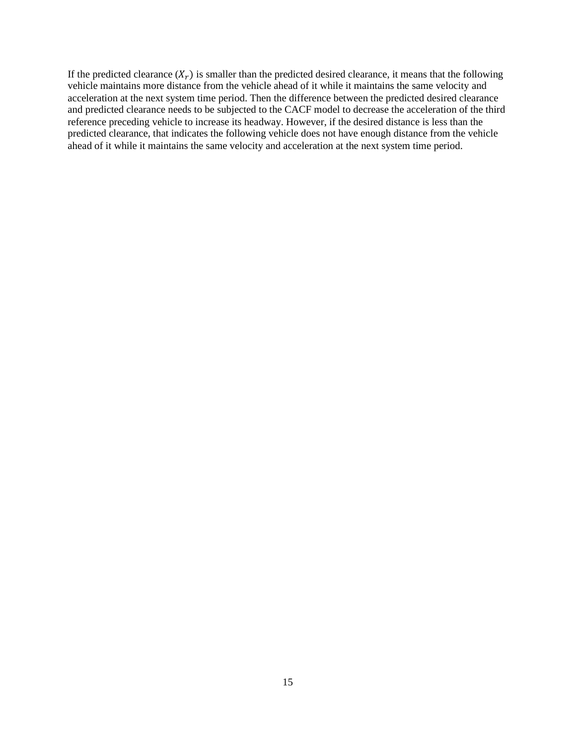If the predicted clearance ($X_r$) is smaller than the predicted desired clearance, it means that the following vehicle maintains more distance from the vehicle ahead of it while it maintains the same velocity and acceleration at the next system time period. Then the difference between the predicted desired clearance and predicted clearance needs to be subjected to the CACF model to decrease the acceleration of the third reference preceding vehicle to increase its headway. However, if the desired distance is less than the predicted clearance, that indicates the following vehicle does not have enough distance from the vehicle ahead of it while it maintains the same velocity and acceleration at the next system time period.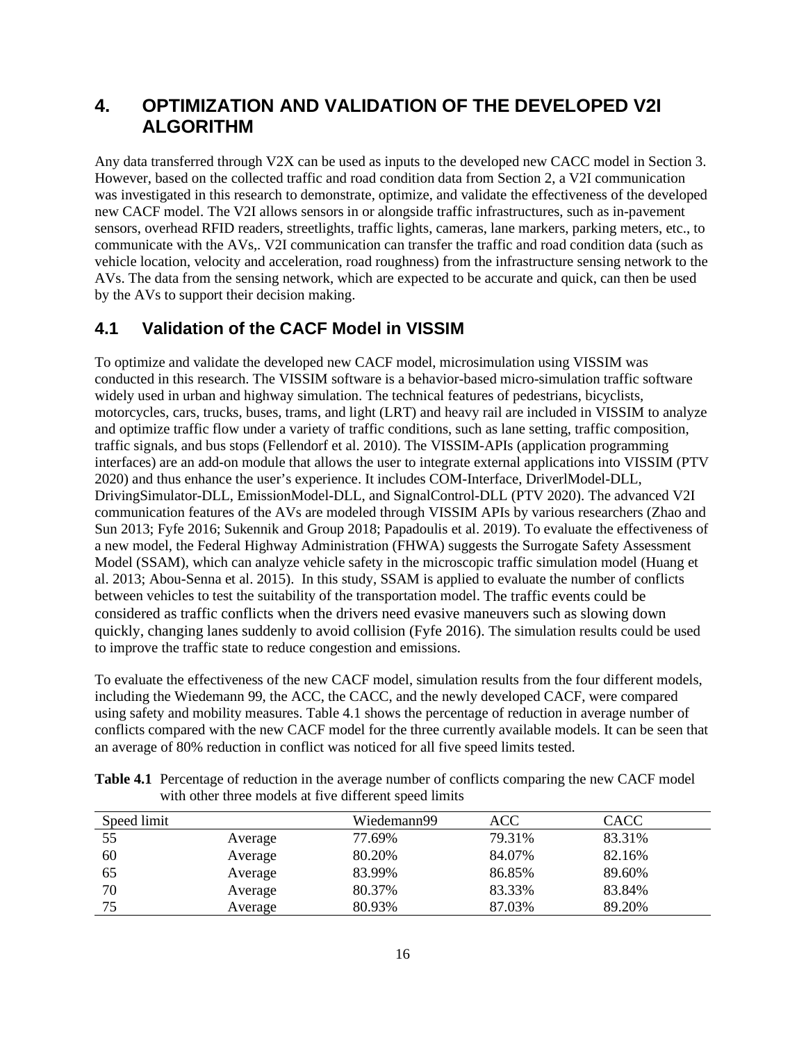# 4. OPTIMIZATION AND VALIDATION OF THE DEVELOPED V2I ALGORITHM

Any data transferred through V2X can be used as inputs to the developed new CACC model in Section 3. However, based on the collected traffic and road condition data from Section 2, a V2I communication was investigated in this research to demonstrate, optimize, and validate the effectiveness of the developed new CACF model. The V2I allows sensors in or alongside traffic infrastructures, such as in-pavement sensors, overhead RFID readers, streetlights, traffic lights, cameras, lane markers, parking meters, etc., to communicate with the AVs,. V2I communication can transfer the traffic and road condition data (such as vehicle location, velocity and acceleration, road roughness) from the infrastructure sensing network to the AVs. The data from the sensing network, which are expected to be accurate and quick, can then be used by the AVs to support their decision making.

## 4.1 Validation of the CACF Model in VISSIM

To optimize and validate the developed new CACF model, microsimulation using VISSIM was conducted in this research. The VISSIM software is a behavior-based micro-simulation traffic software widely used in urban and highway simulation. The technical features of pedestrians, bicyclists, motorcycles, cars, trucks, buses, trams, and light (LRT) and heavy rail are included in VISSIM to analyze and optimize traffic flow under a variety of traffic conditions, such as lane setting, traffic composition, traffic signals, and bus stops (Fellendorf et al. 2010). The VISSIM-APIs (application programming interfaces) are an add-on module that allows the user to integrate external applications into VISSIM (PTV 2020) and thus enhance the user's experience. It includes COM-Interface, DriverlModel-DLL, DrivingSimulator-DLL, EmissionModel-DLL, and SignalControl-DLL (PTV 2020). The advanced V2I communication features of the AVs are modeled through VISSIM APIs by various researchers (Zhao and Sun 2013; Fyfe 2016; Sukennik and Group 2018; Papadoulis et al. 2019). To evaluate the effectiveness of a new model, the Federal Highway Administration (FHWA) suggests the Surrogate Safety Assessment Model (SSAM), which can analyze vehicle safety in the microscopic traffic simulation model (Huang et al. 2013; Abou-Senna et al. 2015). In this study, SSAM is applied to evaluate the number of conflicts between vehicles to test the suitability of the transportation model. The traffic events could be considered as traffic conflicts when the drivers need evasive maneuvers such as slowing down quickly, changing lanes suddenly to avoid collision (Fyfe 2016). The simulation results could be used to improve the traffic state to reduce congestion and emissions.

To evaluate the effectiveness of the new CACF model, simulation results from the four different models, including the Wiedemann 99, the ACC, the CACC, and the newly developed CACF, were compared using safety and mobility measures. Table 4.1 shows the percentage of reduction in average number of conflicts compared with the new CACF model for the three currently available models. It can be seen that an average of 80% reduction in conflict was noticed for all five speed limits tested.

**Table 4.1** Percentage of reduction in the average number of conflicts comparing the new CACF model with other three models at five different speed limits

| Speed limit | | Wiedemann99 | ACC | CACC |
|---|---|---|---|---|
| 55 | Average | 77.69% | 79.31% | 83.31% |
| 60 | Average | 80.20% | 84.07% | 82.16% |
| 65 | Average | 83.99% | 86.85% | 89.60% |
| 70 | Average | 80.37% | 83.33% | 83.84% |
| 75 | Average | 80.93% | 87.03% | 89.20% |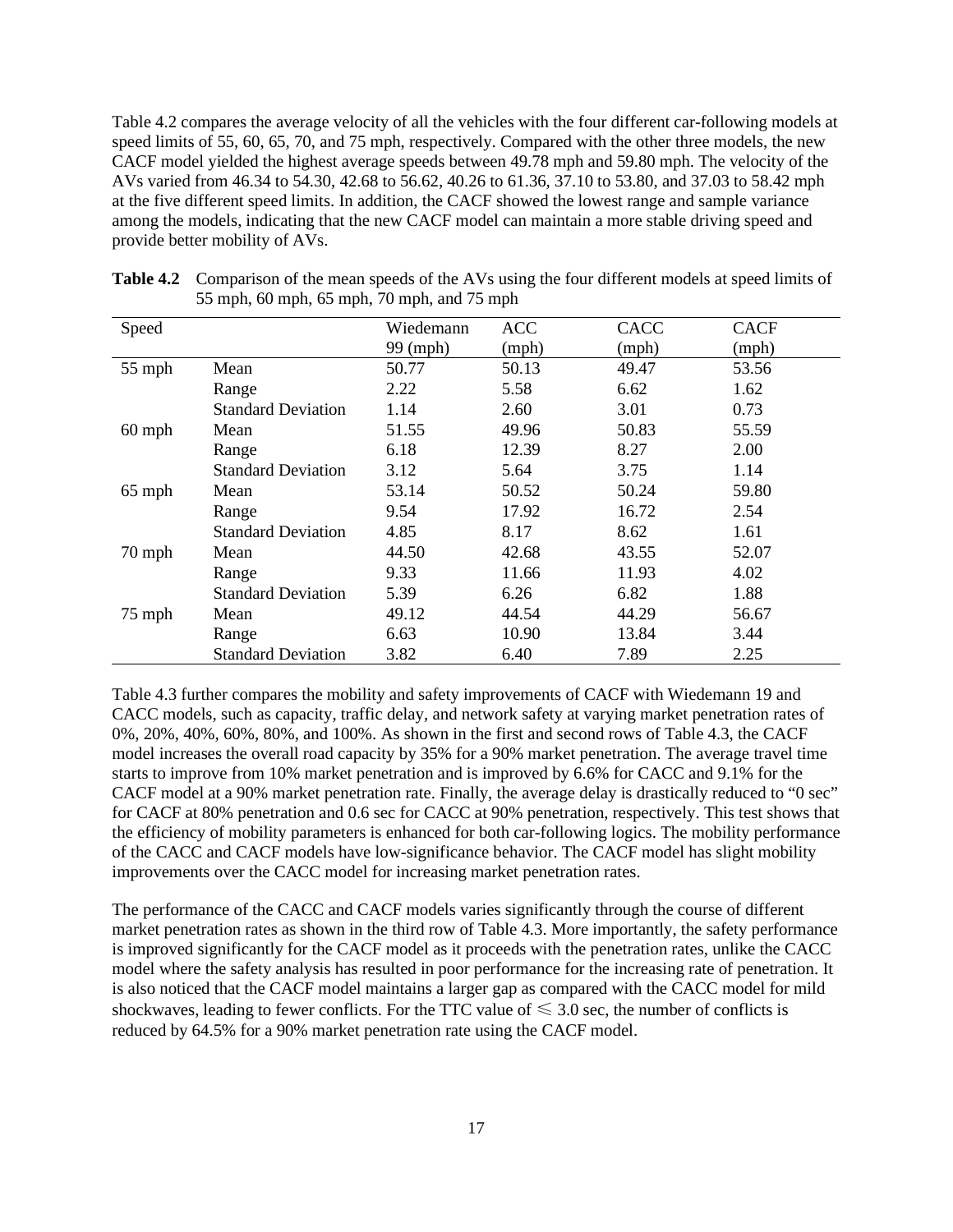Table 4.2 compares the average velocity of all the vehicles with the four different car-following models at speed limits of 55, 60, 65, 70, and 75 mph, respectively. Compared with the other three models, the new CACF model yielded the highest average speeds between 49.78 mph and 59.80 mph. The velocity of the AVs varied from 46.34 to 54.30, 42.68 to 56.62, 40.26 to 61.36, 37.10 to 53.80, and 37.03 to 58.42 mph at the five different speed limits. In addition, the CACF showed the lowest range and sample variance among the models, indicating that the new CACF model can maintain a more stable driving speed and provide better mobility of AVs.

**Table 4.2** Comparison of the mean speeds of the AVs using the four different models at speed limits of 55 mph, 60 mph, 65 mph, 70 mph, and 75 mph

| Speed | | Wiedemann 99 (mph) | ACC (mph) | CACC (mph) | CACF (mph) |
|---|---|---|---|---|---|
| 55 mph | Mean | 50.77 | 50.13 | 49.47 | 53.56 |
| | Range | 2.22 | 5.58 | 6.62 | 1.62 |
| | Standard Deviation | 1.14 | 2.60 | 3.01 | 0.73 |
| 60 mph | Mean | 51.55 | 49.96 | 50.83 | 55.59 |
| | Range | 6.18 | 12.39 | 8.27 | 2.00 |
| | Standard Deviation | 3.12 | 5.64 | 3.75 | 1.14 |
| 65 mph | Mean | 53.14 | 50.52 | 50.24 | 59.80 |
| | Range | 9.54 | 17.92 | 16.72 | 2.54 |
| | Standard Deviation | 4.85 | 8.17 | 8.62 | 1.61 |
| 70 mph | Mean | 44.50 | 42.68 | 43.55 | 52.07 |
| | Range | 9.33 | 11.66 | 11.93 | 4.02 |
| | Standard Deviation | 5.39 | 6.26 | 6.82 | 1.88 |
| 75 mph | Mean | 49.12 | 44.54 | 44.29 | 56.67 |
| | Range | 6.63 | 10.90 | 13.84 | 3.44 |
| | Standard Deviation | 3.82 | 6.40 | 7.89 | 2.25 |

Table 4.3 further compares the mobility and safety improvements of CACF with Wiedemann 19 and CACC models, such as capacity, traffic delay, and network safety at varying market penetration rates of 0%, 20%, 40%, 60%, 80%, and 100%. As shown in the first and second rows of Table 4.3, the CACF model increases the overall road capacity by 35% for a 90% market penetration. The average travel time starts to improve from 10% market penetration and is improved by 6.6% for CACC and 9.1% for the CACF model at a 90% market penetration rate. Finally, the average delay is drastically reduced to "0 sec" for CACF at 80% penetration and 0.6 sec for CACC at 90% penetration, respectively. This test shows that the efficiency of mobility parameters is enhanced for both car-following logics. The mobility performance of the CACC and CACF models have low-significance behavior. The CACF model has slight mobility improvements over the CACC model for increasing market penetration rates.

The performance of the CACC and CACF models varies significantly through the course of different market penetration rates as shown in the third row of Table 4.3. More importantly, the safety performance is improved significantly for the CACF model as it proceeds with the penetration rates, unlike the CACC model where the safety analysis has resulted in poor performance for the increasing rate of penetration. It is also noticed that the CACF model maintains a larger gap as compared with the CACC model for mild shockwaves, leading to fewer conflicts. For the TTC value of $\leqslant 3.0$ sec, the number of conflicts is reduced by 64.5% for a 90% market penetration rate using the CACF model.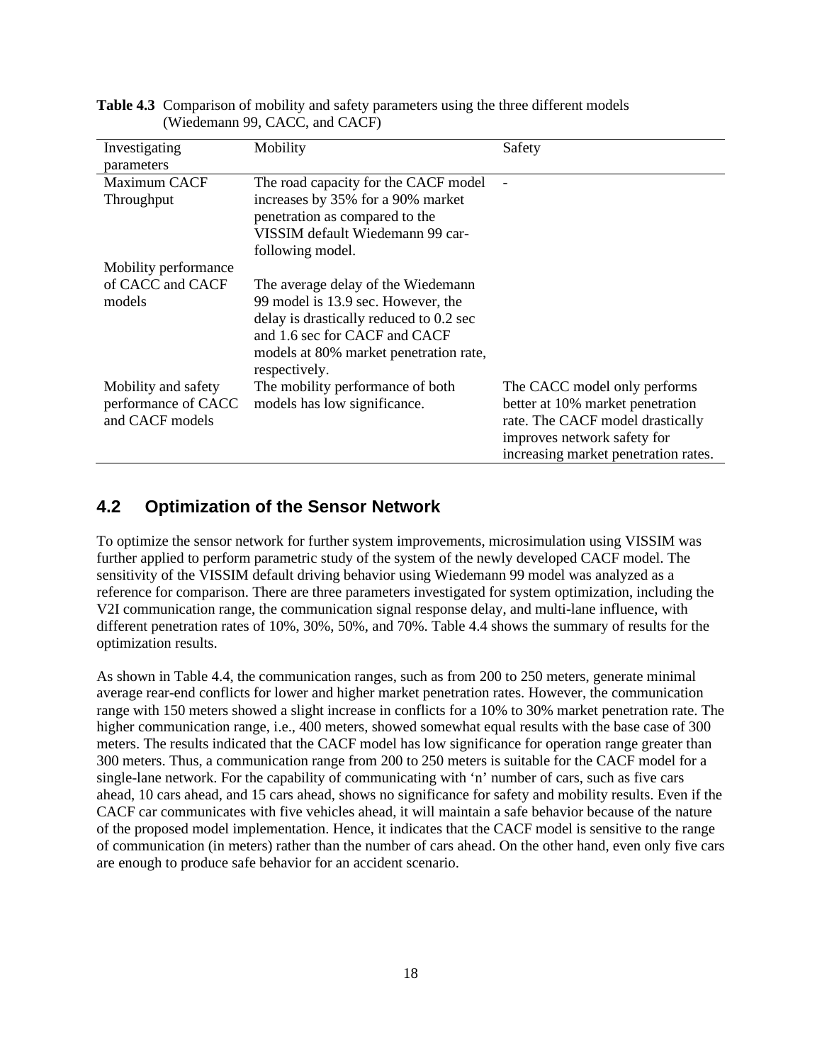**Table 4.3** Comparison of mobility and safety parameters using the three different models (Wiedemann 99, CACC, and CACF)

| Investigating parameters | Mobility | Safety |
|---|---|---|
| Maximum CACF Throughput | The road capacity for the CACF model increases by 35% for a 90% market penetration as compared to the VISSIM default Wiedemann 99 car-following model. | - |
| Mobility performance of CACC and CACF models | The average delay of the Wiedemann 99 model is 13.9 sec. However, the delay is drastically reduced to 0.2 sec and 1.6 sec for CACF and CACF models at 80% market penetration rate, respectively. | |
| Mobility and safety performance of CACC and CACF models | The mobility performance of both models has low significance. | The CACC model only performs better at 10% market penetration rate. The CACF model drastically improves network safety for increasing market penetration rates. |

## 4.2 Optimization of the Sensor Network

To optimize the sensor network for further system improvements, microsimulation using VISSIM was further applied to perform parametric study of the system of the newly developed CACF model. The sensitivity of the VISSIM default driving behavior using Wiedemann 99 model was analyzed as a reference for comparison. There are three parameters investigated for system optimization, including the V2I communication range, the communication signal response delay, and multi-lane influence, with different penetration rates of 10%, 30%, 50%, and 70%. Table 4.4 shows the summary of results for the optimization results.

As shown in Table 4.4, the communication ranges, such as from 200 to 250 meters, generate minimal average rear-end conflicts for lower and higher market penetration rates. However, the communication range with 150 meters showed a slight increase in conflicts for a 10% to 30% market penetration rate. The higher communication range, i.e., 400 meters, showed somewhat equal results with the base case of 300 meters. The results indicated that the CACF model has low significance for operation range greater than 300 meters. Thus, a communication range from 200 to 250 meters is suitable for the CACF model for a single-lane network. For the capability of communicating with 'n' number of cars, such as five cars ahead, 10 cars ahead, and 15 cars ahead, shows no significance for safety and mobility results. Even if the CACF car communicates with five vehicles ahead, it will maintain a safe behavior because of the nature of the proposed model implementation. Hence, it indicates that the CACF model is sensitive to the range of communication (in meters) rather than the number of cars ahead. On the other hand, even only five cars are enough to produce safe behavior for an accident scenario.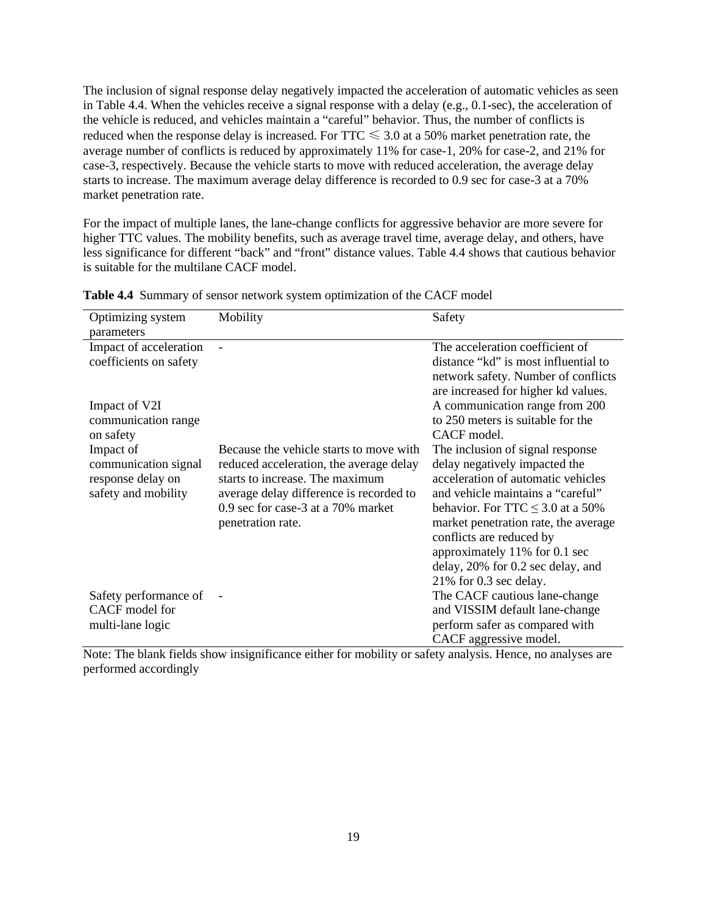The inclusion of signal response delay negatively impacted the acceleration of automatic vehicles as seen in Table 4.4. When the vehicles receive a signal response with a delay (e.g., 0.1-sec), the acceleration of the vehicle is reduced, and vehicles maintain a "careful" behavior. Thus, the number of conflicts is reduced when the response delay is increased. For TTC $\leqslant 3.0$ at a 50% market penetration rate, the average number of conflicts is reduced by approximately 11% for case-1, 20% for case-2, and 21% for case-3, respectively. Because the vehicle starts to move with reduced acceleration, the average delay starts to increase. The maximum average delay difference is recorded to 0.9 sec for case-3 at a 70% market penetration rate.

For the impact of multiple lanes, the lane-change conflicts for aggressive behavior are more severe for higher TTC values. The mobility benefits, such as average travel time, average delay, and others, have less significance for different "back" and "front" distance values. Table 4.4 shows that cautious behavior is suitable for the multilane CACF model.

**Table 4.4** Summary of sensor network system optimization of the CACF model

| Optimizing system parameters | Mobility | Safety |
|---|---|---|
| Impact of acceleration coefficients on safety | - | The acceleration coefficient of distance "kd" is most influential to network safety. Number of conflicts are increased for higher kd values. |
| Impact of V2I communication range on safety | | A communication range from 200 to 250 meters is suitable for the CACF model. |
| Impact of communication signal response delay on safety and mobility | Because the vehicle starts to move with reduced acceleration, the average delay starts to increase. The maximum average delay difference is recorded to 0.9 sec for case-3 at a 70% market penetration rate. | The inclusion of signal response delay negatively impacted the acceleration of automatic vehicles and vehicle maintains a "careful" behavior. For TTC $\leq 3.0$ at a 50% market penetration rate, the average conflicts are reduced by approximately 11% for 0.1 sec delay, 20% for 0.2 sec delay, and 21% for 0.3 sec delay. |
| Safety performance of CACF model for multi-lane logic | - | The CACF cautious lane-change and VISSIM default lane-change perform safer as compared with CACF aggressive model. |

Note: The blank fields show insignificance either for mobility or safety analysis. Hence, no analyses are performed accordingly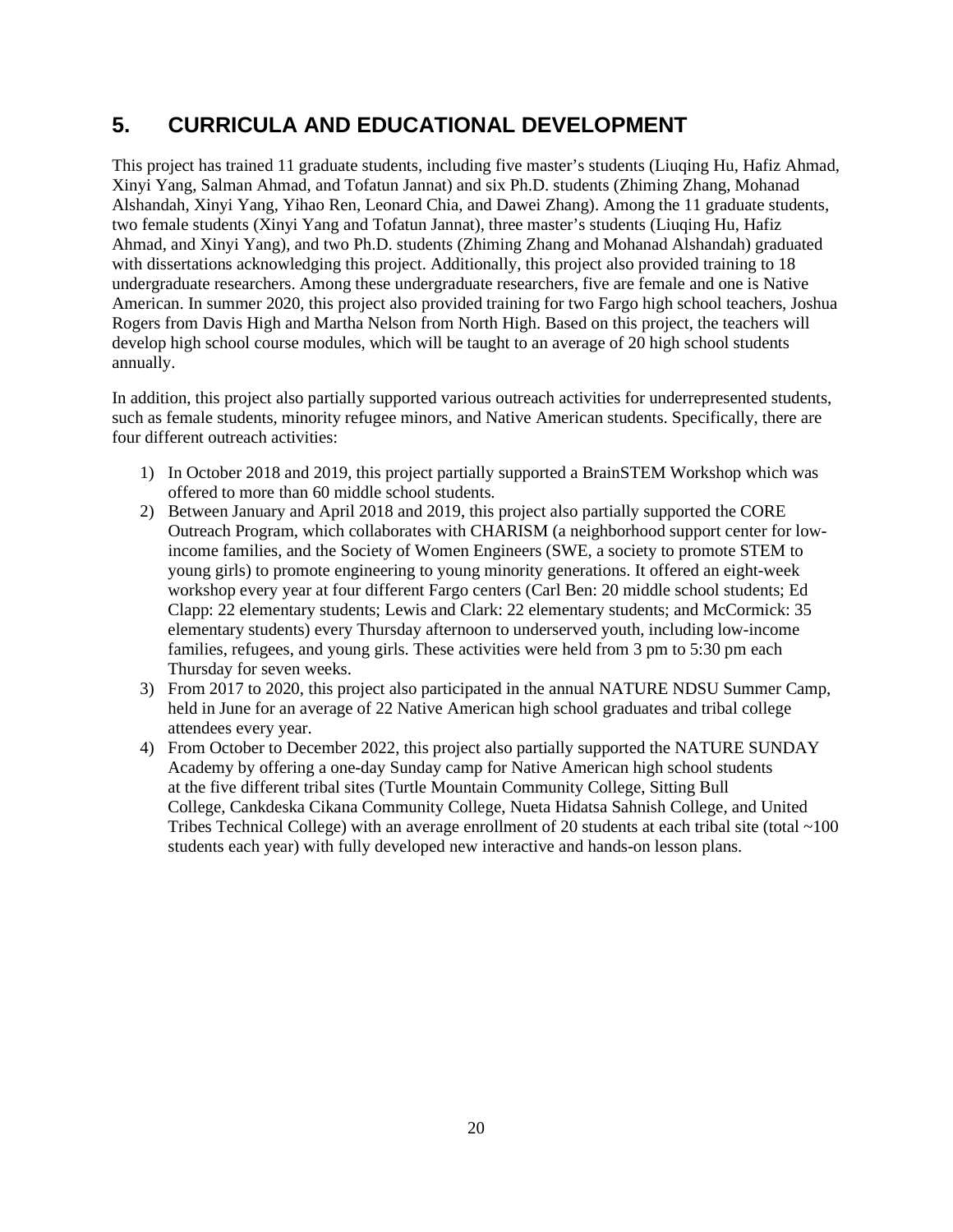## 5. CURRICULA AND EDUCATIONAL DEVELOPMENT

This project has trained 11 graduate students, including five master's students (Liuqing Hu, Hafiz Ahmad, Xinyi Yang, Salman Ahmad, and Tofatun Jannat) and six Ph.D. students (Zhiming Zhang, Mohanad Alshandah, Xinyi Yang, Yihao Ren, Leonard Chia, and Dawei Zhang). Among the 11 graduate students, two female students (Xinyi Yang and Tofatun Jannat), three master's students (Liuqing Hu, Hafiz Ahmad, and Xinyi Yang), and two Ph.D. students (Zhiming Zhang and Mohanad Alshandah) graduated with dissertations acknowledging this project. Additionally, this project also provided training to 18 undergraduate researchers. Among these undergraduate researchers, five are female and one is Native American. In summer 2020, this project also provided training for two Fargo high school teachers, Joshua Rogers from Davis High and Martha Nelson from North High. Based on this project, the teachers will develop high school course modules, which will be taught to an average of 20 high school students annually.

In addition, this project also partially supported various outreach activities for underrepresented students, such as female students, minority refugee minors, and Native American students. Specifically, there are four different outreach activities:

1) In October 2018 and 2019, this project partially supported a BrainSTEM Workshop which was offered to more than 60 middle school students.
2) Between January and April 2018 and 2019, this project also partially supported the CORE Outreach Program, which collaborates with CHARISM (a neighborhood support center for low-income families, and the Society of Women Engineers (SWE, a society to promote STEM to young girls) to promote engineering to young minority generations. It offered an eight-week workshop every year at four different Fargo centers (Carl Ben: 20 middle school students; Ed Clapp: 22 elementary students; Lewis and Clark: 22 elementary students; and McCormick: 35 elementary students) every Thursday afternoon to underserved youth, including low-income families, refugees, and young girls. These activities were held from 3 pm to 5:30 pm each Thursday for seven weeks.
3) From 2017 to 2020, this project also participated in the annual NATURE NDSU Summer Camp, held in June for an average of 22 Native American high school graduates and tribal college attendees every year.
4) From October to December 2022, this project also partially supported the NATURE SUNDAY Academy by offering a one-day Sunday camp for Native American high school students at the five different tribal sites (Turtle Mountain Community College, Sitting Bull College, Cankdeska Cikana Community College, Nueta Hidatsa Sahnish College, and United Tribes Technical College) with an average enrollment of 20 students at each tribal site (total ~100 students each year) with fully developed new interactive and hands-on lesson plans.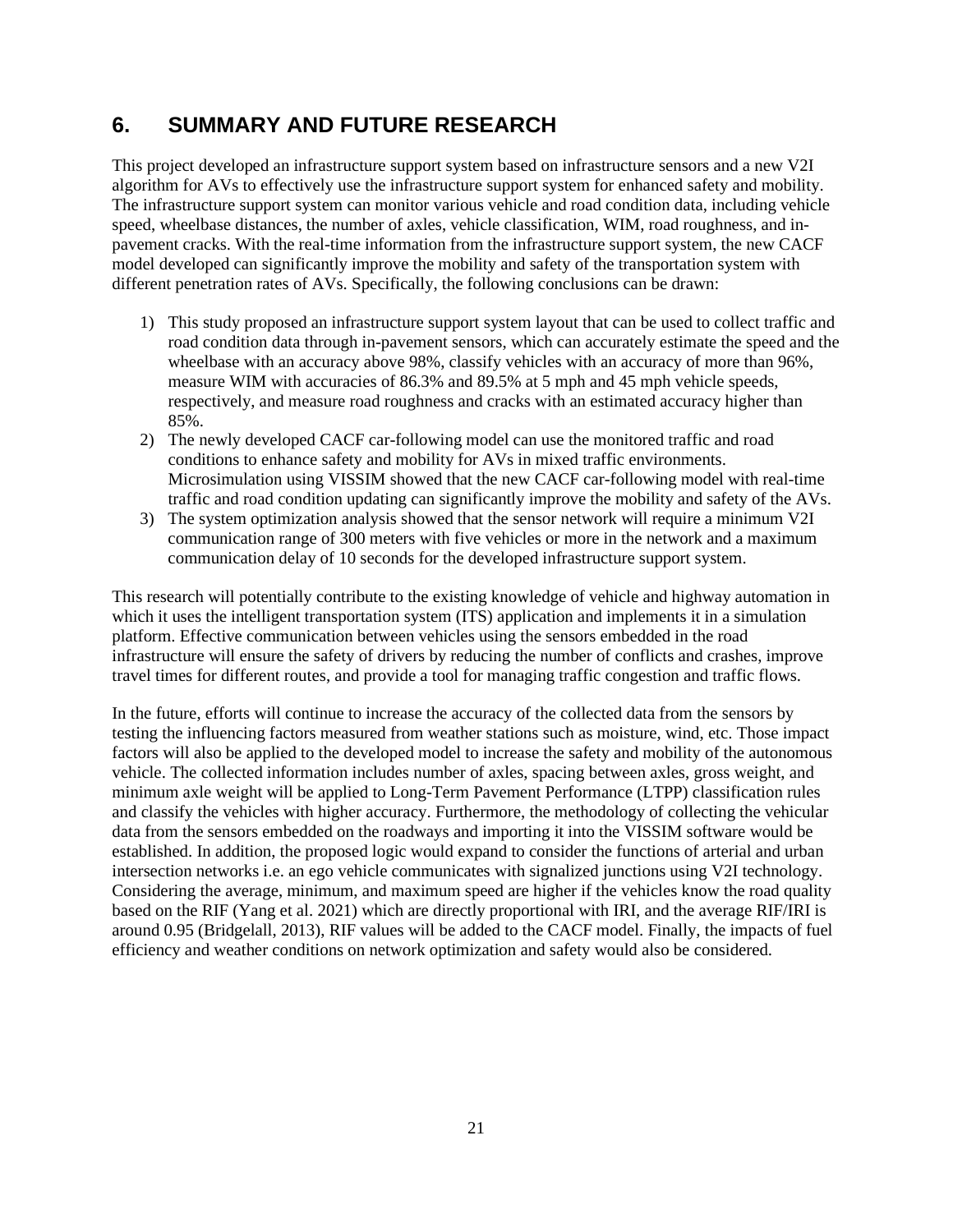# 6. SUMMARY AND FUTURE RESEARCH

This project developed an infrastructure support system based on infrastructure sensors and a new V2I algorithm for AVs to effectively use the infrastructure support system for enhanced safety and mobility. The infrastructure support system can monitor various vehicle and road condition data, including vehicle speed, wheelbase distances, the number of axles, vehicle classification, WIM, road roughness, and in-pavement cracks. With the real-time information from the infrastructure support system, the new CACF model developed can significantly improve the mobility and safety of the transportation system with different penetration rates of AVs. Specifically, the following conclusions can be drawn:

1) This study proposed an infrastructure support system layout that can be used to collect traffic and road condition data through in-pavement sensors, which can accurately estimate the speed and the wheelbase with an accuracy above 98%, classify vehicles with an accuracy of more than 96%, measure WIM with accuracies of 86.3% and 89.5% at 5 mph and 45 mph vehicle speeds, respectively, and measure road roughness and cracks with an estimated accuracy higher than 85%.
2) The newly developed CACF car-following model can use the monitored traffic and road conditions to enhance safety and mobility for AVs in mixed traffic environments. Microsimulation using VISSIM showed that the new CACF car-following model with real-time traffic and road condition updating can significantly improve the mobility and safety of the AVs.
3) The system optimization analysis showed that the sensor network will require a minimum V2I communication range of 300 meters with five vehicles or more in the network and a maximum communication delay of 10 seconds for the developed infrastructure support system.

This research will potentially contribute to the existing knowledge of vehicle and highway automation in which it uses the intelligent transportation system (ITS) application and implements it in a simulation platform. Effective communication between vehicles using the sensors embedded in the road infrastructure will ensure the safety of drivers by reducing the number of conflicts and crashes, improve travel times for different routes, and provide a tool for managing traffic congestion and traffic flows.

In the future, efforts will continue to increase the accuracy of the collected data from the sensors by testing the influencing factors measured from weather stations such as moisture, wind, etc. Those impact factors will also be applied to the developed model to increase the safety and mobility of the autonomous vehicle. The collected information includes number of axles, spacing between axles, gross weight, and minimum axle weight will be applied to Long-Term Pavement Performance (LTPP) classification rules and classify the vehicles with higher accuracy. Furthermore, the methodology of collecting the vehicular data from the sensors embedded on the roadways and importing it into the VISSIM software would be established. In addition, the proposed logic would expand to consider the functions of arterial and urban intersection networks i.e. an ego vehicle communicates with signalized junctions using V2I technology. Considering the average, minimum, and maximum speed are higher if the vehicles know the road quality based on the RIF (Yang et al. 2021) which are directly proportional with IRI, and the average RIF/IRI is around 0.95 (Bridgelall, 2013), RIF values will be added to the CACF model. Finally, the impacts of fuel efficiency and weather conditions on network optimization and safety would also be considered.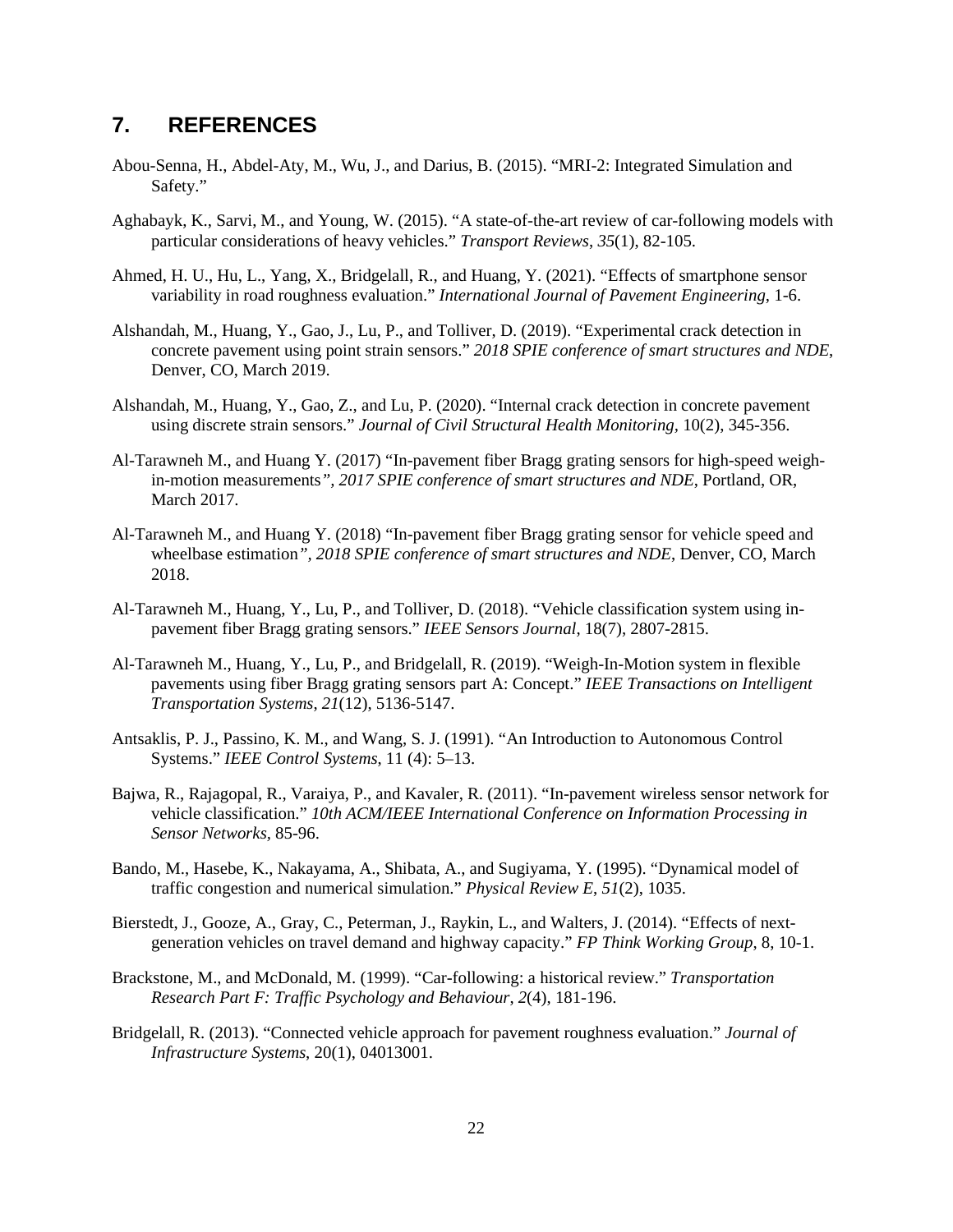## 7. REFERENCES

Abou-Senna, H., Abdel-Aty, M., Wu, J., and Darius, B. (2015). “MRI-2: Integrated Simulation and Safety.”

Aghabayk, K., Sarvi, M., and Young, W. (2015). “A state-of-the-art review of car-following models with particular considerations of heavy vehicles.” *Transport Reviews*, *35*(1), 82-105.

Ahmed, H. U., Hu, L., Yang, X., Bridgelall, R., and Huang, Y. (2021). “Effects of smartphone sensor variability in road roughness evaluation.” *International Journal of Pavement Engineering*, 1-6.

Alshandah, M., Huang, Y., Gao, J., Lu, P., and Tolliver, D. (2019). “Experimental crack detection in concrete pavement using point strain sensors.” *2018 SPIE conference of smart structures and NDE*, Denver, CO, March 2019.

Alshandah, M., Huang, Y., Gao, Z., and Lu, P. (2020). “Internal crack detection in concrete pavement using discrete strain sensors.” *Journal of Civil Structural Health Monitoring*, 10(2), 345-356.

Al-Tarawneh M., and Huang Y. (2017) “In-pavement fiber Bragg grating sensors for high-speed weigh-in-motion measurements*”, 2017 SPIE conference of smart structures and NDE*, Portland, OR, March 2017.

Al-Tarawneh M., and Huang Y. (2018) “In-pavement fiber Bragg grating sensor for vehicle speed and wheelbase estimation*”, 2018 SPIE conference of smart structures and NDE*, Denver, CO, March 2018.

Al-Tarawneh M., Huang, Y., Lu, P., and Tolliver, D. (2018). “Vehicle classification system using in-pavement fiber Bragg grating sensors.” *IEEE Sensors Journal*, 18(7), 2807-2815.

Al-Tarawneh M., Huang, Y., Lu, P., and Bridgelall, R. (2019). “Weigh-In-Motion system in flexible pavements using fiber Bragg grating sensors part A: Concept.” *IEEE Transactions on Intelligent Transportation Systems*, *21*(12), 5136-5147.

Antsaklis, P. J., Passino, K. M., and Wang, S. J. (1991). “An Introduction to Autonomous Control Systems.” *IEEE Control Systems*, 11 (4): 5–13.

Bajwa, R., Rajagopal, R., Varaiya, P., and Kavaler, R. (2011). “In-pavement wireless sensor network for vehicle classification.” *10th ACM/IEEE International Conference on Information Processing in Sensor Networks*, 85-96.

Bando, M., Hasebe, K., Nakayama, A., Shibata, A., and Sugiyama, Y. (1995). “Dynamical model of traffic congestion and numerical simulation.” *Physical Review E*, *51*(2), 1035.

Bierstedt, J., Gooze, A., Gray, C., Peterman, J., Raykin, L., and Walters, J. (2014). “Effects of next-generation vehicles on travel demand and highway capacity.” *FP Think Working Group*, 8, 10-1.

Brackstone, M., and McDonald, M. (1999). “Car-following: a historical review.” *Transportation Research Part F: Traffic Psychology and Behaviour*, *2*(4), 181-196.

Bridgelall, R. (2013). “Connected vehicle approach for pavement roughness evaluation.” *Journal of Infrastructure Systems*, 20(1), 04013001.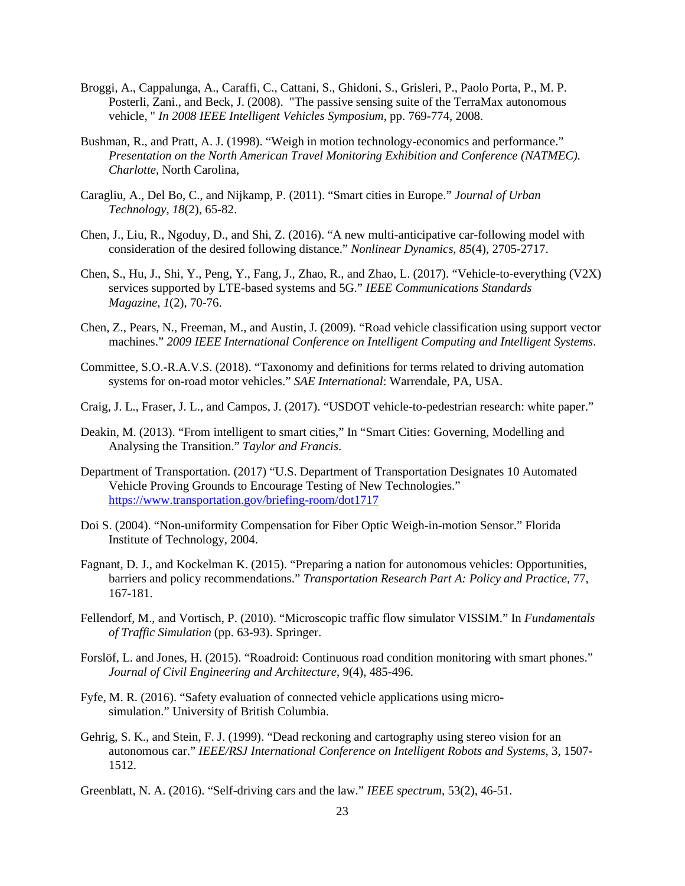Broggi, A., Cappalunga, A., Caraffi, C., Cattani, S., Ghidoni, S., Grisleri, P., Paolo Porta, P., M. P. Posterli, Zani., and Beck, J. (2008). "The passive sensing suite of the TerraMax autonomous vehicle, " *In 2008 IEEE Intelligent Vehicles Symposium*, pp. 769-774, 2008.

Bushman, R., and Pratt, A. J. (1998). "Weigh in motion technology-economics and performance." *Presentation on the North American Travel Monitoring Exhibition and Conference (NATMEC). Charlotte*, North Carolina,

Caragliu, A., Del Bo, C., and Nijkamp, P. (2011). "Smart cities in Europe." *Journal of Urban Technology*, *18*(2), 65-82.

Chen, J., Liu, R., Ngoduy, D., and Shi, Z. (2016). "A new multi-anticipative car-following model with consideration of the desired following distance." *Nonlinear Dynamics*, *85*(4), 2705-2717.

Chen, S., Hu, J., Shi, Y., Peng, Y., Fang, J., Zhao, R., and Zhao, L. (2017). "Vehicle-to-everything (V2X) services supported by LTE-based systems and 5G." *IEEE Communications Standards Magazine*, *1*(2), 70-76.

Chen, Z., Pears, N., Freeman, M., and Austin, J. (2009). "Road vehicle classification using support vector machines." *2009 IEEE International Conference on Intelligent Computing and Intelligent Systems*.

Committee, S.O.-R.A.V.S. (2018). "Taxonomy and definitions for terms related to driving automation systems for on-road motor vehicles." *SAE International*: Warrendale, PA, USA.

Craig, J. L., Fraser, J. L., and Campos, J. (2017). "USDOT vehicle-to-pedestrian research: white paper."

Deakin, M. (2013). "From intelligent to smart cities," In "Smart Cities: Governing, Modelling and Analysing the Transition." *Taylor and Francis*.

Department of Transportation. (2017) "U.S. Department of Transportation Designates 10 Automated Vehicle Proving Grounds to Encourage Testing of New Technologies." https://www.transportation.gov/briefing-room/dot1717

Doi S. (2004). "Non-uniformity Compensation for Fiber Optic Weigh-in-motion Sensor." Florida Institute of Technology, 2004.

Fagnant, D. J., and Kockelman K. (2015). "Preparing a nation for autonomous vehicles: Opportunities, barriers and policy recommendations." *Transportation Research Part A: Policy and Practice*, 77, 167-181.

Fellendorf, M., and Vortisch, P. (2010). "Microscopic traffic flow simulator VISSIM." In *Fundamentals of Traffic Simulation* (pp. 63-93). Springer.

Forslöf, L. and Jones, H. (2015). "Roadroid: Continuous road condition monitoring with smart phones." *Journal of Civil Engineering and Architecture*, 9(4), 485-496.

Fyfe, M. R. (2016). "Safety evaluation of connected vehicle applications using micro-simulation." University of British Columbia.

Gehrig, S. K., and Stein, F. J. (1999). "Dead reckoning and cartography using stereo vision for an autonomous car." *IEEE/RSJ International Conference on Intelligent Robots and Systems*, 3, 1507-1512.

Greenblatt, N. A. (2016). "Self-driving cars and the law." *IEEE spectrum*, 53(2), 46-51.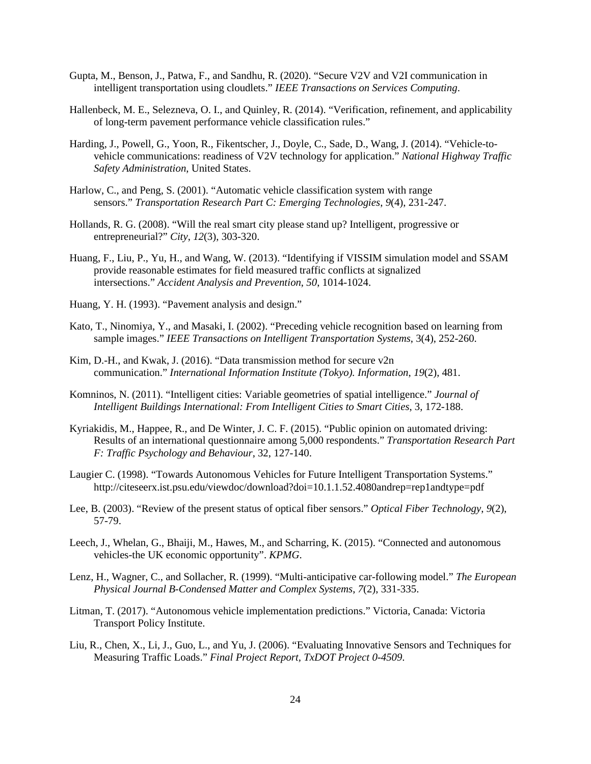Gupta, M., Benson, J., Patwa, F., and Sandhu, R. (2020). “Secure V2V and V2I communication in intelligent transportation using cloudlets.” *IEEE Transactions on Services Computing*.

Hallenbeck, M. E., Selezneva, O. I., and Quinley, R. (2014). “Verification, refinement, and applicability of long-term pavement performance vehicle classification rules.”

Harding, J., Powell, G., Yoon, R., Fikentscher, J., Doyle, C., Sade, D., Wang, J. (2014). “Vehicle-to-vehicle communications: readiness of V2V technology for application.” *National Highway Traffic Safety Administration*, United States.

Harlow, C., and Peng, S. (2001). “Automatic vehicle classification system with range sensors.” *Transportation Research Part C: Emerging Technologies*, *9*(4), 231-247.

Hollands, R. G. (2008). “Will the real smart city please stand up? Intelligent, progressive or entrepreneurial?” *City*, *12*(3), 303-320.

Huang, F., Liu, P., Yu, H., and Wang, W. (2013). “Identifying if VISSIM simulation model and SSAM provide reasonable estimates for field measured traffic conflicts at signalized intersections.” *Accident Analysis and Prevention*, *50*, 1014-1024.

Huang, Y. H. (1993). “Pavement analysis and design.”

Kato, T., Ninomiya, Y., and Masaki, I. (2002). “Preceding vehicle recognition based on learning from sample images.” *IEEE Transactions on Intelligent Transportation Systems*, 3(4), 252-260.

Kim, D.-H., and Kwak, J. (2016). “Data transmission method for secure v2n communication.” *International Information Institute (Tokyo). Information*, *19*(2), 481.

Komninos, N. (2011). “Intelligent cities: Variable geometries of spatial intelligence.” *Journal of Intelligent Buildings International: From Intelligent Cities to Smart Cities*, 3, 172-188.

Kyriakidis, M., Happee, R., and De Winter, J. C. F. (2015). “Public opinion on automated driving: Results of an international questionnaire among 5,000 respondents.” *Transportation Research Part F: Traffic Psychology and Behaviour*, 32, 127-140.

Laugier C. (1998). “Towards Autonomous Vehicles for Future Intelligent Transportation Systems.” http://citeseerx.ist.psu.edu/viewdoc/download?doi=10.1.1.52.4080andrep=rep1andtype=pdf

Lee, B. (2003). “Review of the present status of optical fiber sensors.” *Optical Fiber Technology*, *9*(2), 57-79.

Leech, J., Whelan, G., Bhaiji, M., Hawes, M., and Scharring, K. (2015). “Connected and autonomous vehicles-the UK economic opportunity”. *KPMG*.

Lenz, H., Wagner, C., and Sollacher, R. (1999). “Multi-anticipative car-following model.” *The European Physical Journal B-Condensed Matter and Complex Systems*, *7*(2), 331-335.

Litman, T. (2017). “Autonomous vehicle implementation predictions.” Victoria, Canada: Victoria Transport Policy Institute.

Liu, R., Chen, X., Li, J., Guo, L., and Yu, J. (2006). “Evaluating Innovative Sensors and Techniques for Measuring Traffic Loads.” *Final Project Report, TxDOT Project 0-4509*.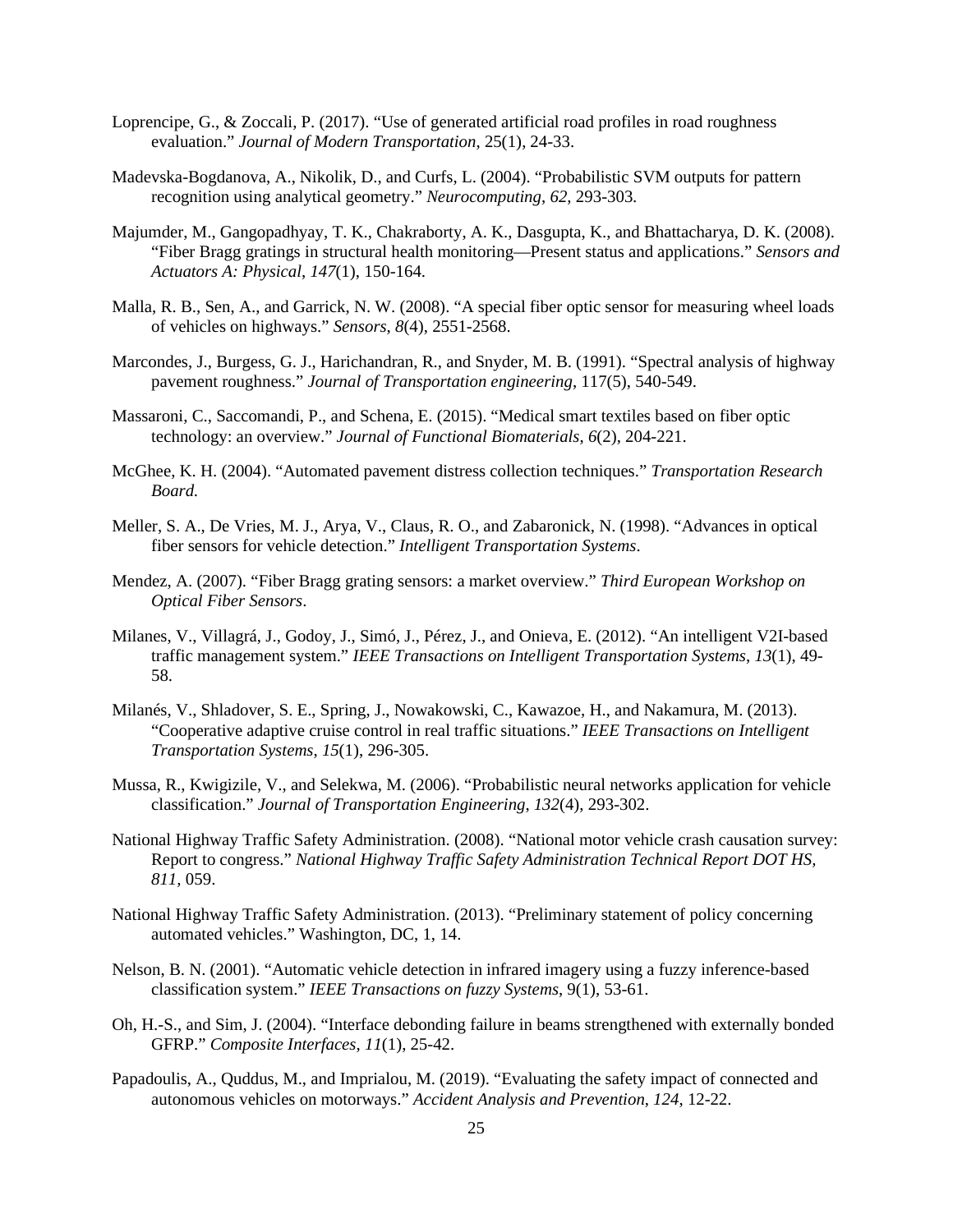Loprencipe, G., & Zoccali, P. (2017). "Use of generated artificial road profiles in road roughness evaluation." *Journal of Modern Transportation*, 25(1), 24-33.

Madevska-Bogdanova, A., Nikolik, D., and Curfs, L. (2004). "Probabilistic SVM outputs for pattern recognition using analytical geometry." *Neurocomputing*, *62*, 293-303.

Majumder, M., Gangopadhyay, T. K., Chakraborty, A. K., Dasgupta, K., and Bhattacharya, D. K. (2008). "Fiber Bragg gratings in structural health monitoring—Present status and applications." *Sensors and Actuators A: Physical*, *147*(1), 150-164.

Malla, R. B., Sen, A., and Garrick, N. W. (2008). "A special fiber optic sensor for measuring wheel loads of vehicles on highways." *Sensors*, *8*(4), 2551-2568.

Marcondes, J., Burgess, G. J., Harichandran, R., and Snyder, M. B. (1991). "Spectral analysis of highway pavement roughness." *Journal of Transportation engineering*, 117(5), 540-549.

Massaroni, C., Saccomandi, P., and Schena, E. (2015). "Medical smart textiles based on fiber optic technology: an overview." *Journal of Functional Biomaterials*, *6*(2), 204-221.

McGhee, K. H. (2004). "Automated pavement distress collection techniques." *Transportation Research Board.*

Meller, S. A., De Vries, M. J., Arya, V., Claus, R. O., and Zabaronick, N. (1998). "Advances in optical fiber sensors for vehicle detection." *Intelligent Transportation Systems*.

Mendez, A. (2007). "Fiber Bragg grating sensors: a market overview." *Third European Workshop on Optical Fiber Sensors*.

Milanes, V., Villagrá, J., Godoy, J., Simó, J., Pérez, J., and Onieva, E. (2012). "An intelligent V2I-based traffic management system." *IEEE Transactions on Intelligent Transportation Systems*, *13*(1), 49-58.

Milanés, V., Shladover, S. E., Spring, J., Nowakowski, C., Kawazoe, H., and Nakamura, M. (2013). "Cooperative adaptive cruise control in real traffic situations." *IEEE Transactions on Intelligent Transportation Systems*, *15*(1), 296-305.

Mussa, R., Kwigizile, V., and Selekwa, M. (2006). "Probabilistic neural networks application for vehicle classification." *Journal of Transportation Engineering*, *132*(4), 293-302.

National Highway Traffic Safety Administration. (2008). "National motor vehicle crash causation survey: Report to congress." *National Highway Traffic Safety Administration Technical Report DOT HS, 811*, 059.

National Highway Traffic Safety Administration. (2013). "Preliminary statement of policy concerning automated vehicles." Washington, DC, 1, 14.

Nelson, B. N. (2001). "Automatic vehicle detection in infrared imagery using a fuzzy inference-based classification system." *IEEE Transactions on fuzzy Systems*, 9(1), 53-61.

Oh, H.-S., and Sim, J. (2004). "Interface debonding failure in beams strengthened with externally bonded GFRP." *Composite Interfaces*, *11*(1), 25-42.

Papadoulis, A., Quddus, M., and Imprialou, M. (2019). "Evaluating the safety impact of connected and autonomous vehicles on motorways." *Accident Analysis and Prevention*, *124*, 12-22.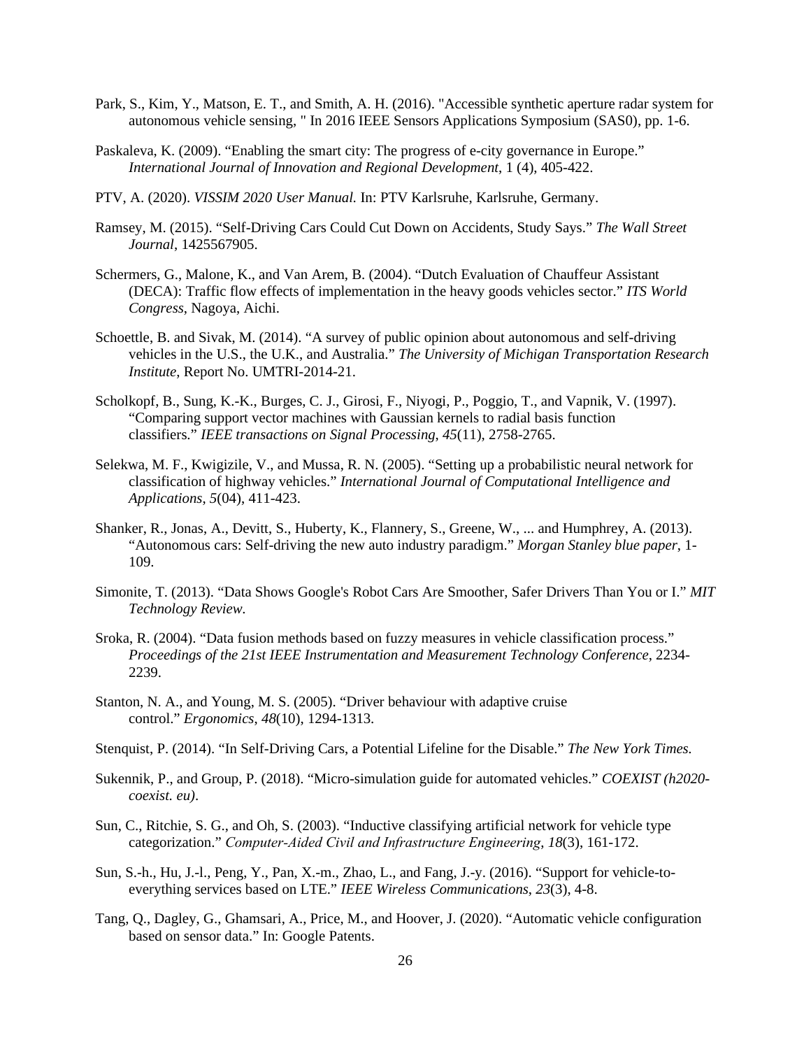Park, S., Kim, Y., Matson, E. T., and Smith, A. H. (2016). "Accessible synthetic aperture radar system for autonomous vehicle sensing, " In 2016 IEEE Sensors Applications Symposium (SAS0), pp. 1-6.

Paskaleva, K. (2009). "Enabling the smart city: The progress of e-city governance in Europe." *International Journal of Innovation and Regional Development*, 1 (4), 405-422.

PTV, A. (2020). *VISSIM 2020 User Manual.* In: PTV Karlsruhe, Karlsruhe, Germany.

Ramsey, M. (2015). "Self-Driving Cars Could Cut Down on Accidents, Study Says." *The Wall Street Journal*, 1425567905.

Schermers, G., Malone, K., and Van Arem, B. (2004). "Dutch Evaluation of Chauffeur Assistant (DECA): Traffic flow effects of implementation in the heavy goods vehicles sector." *ITS World Congress*, Nagoya, Aichi.

Schoettle, B. and Sivak, M. (2014). "A survey of public opinion about autonomous and self-driving vehicles in the U.S., the U.K., and Australia." *The University of Michigan Transportation Research Institute*, Report No. UMTRI-2014-21.

Scholkopf, B., Sung, K.-K., Burges, C. J., Girosi, F., Niyogi, P., Poggio, T., and Vapnik, V. (1997). "Comparing support vector machines with Gaussian kernels to radial basis function classifiers." *IEEE transactions on Signal Processing*, *45*(11), 2758-2765.

Selekwa, M. F., Kwigizile, V., and Mussa, R. N. (2005). "Setting up a probabilistic neural network for classification of highway vehicles." *International Journal of Computational Intelligence and Applications*, *5*(04), 411-423.

Shanker, R., Jonas, A., Devitt, S., Huberty, K., Flannery, S., Greene, W., ... and Humphrey, A. (2013). "Autonomous cars: Self-driving the new auto industry paradigm." *Morgan Stanley blue paper*, 1-109.

Simonite, T. (2013). "Data Shows Google's Robot Cars Are Smoother, Safer Drivers Than You or I." *MIT Technology Review.*

Sroka, R. (2004). "Data fusion methods based on fuzzy measures in vehicle classification process." *Proceedings of the 21st IEEE Instrumentation and Measurement Technology Conference*, 2234-2239.

Stanton, N. A., and Young, M. S. (2005). "Driver behaviour with adaptive cruise control." *Ergonomics*, *48*(10), 1294-1313.

Stenquist, P. (2014). "In Self-Driving Cars, a Potential Lifeline for the Disable." *The New York Times.*

Sukennik, P., and Group, P. (2018). "Micro-simulation guide for automated vehicles." *COEXIST (h2020-coexist. eu)*.

Sun, C., Ritchie, S. G., and Oh, S. (2003). "Inductive classifying artificial network for vehicle type categorization." *Computer-Aided Civil and Infrastructure Engineering*, *18*(3), 161-172.

Sun, S.-h., Hu, J.-l., Peng, Y., Pan, X.-m., Zhao, L., and Fang, J.-y. (2016). "Support for vehicle-to-everything services based on LTE." *IEEE Wireless Communications*, *23*(3), 4-8.

Tang, Q., Dagley, G., Ghamsari, A., Price, M., and Hoover, J. (2020). "Automatic vehicle configuration based on sensor data." In: Google Patents.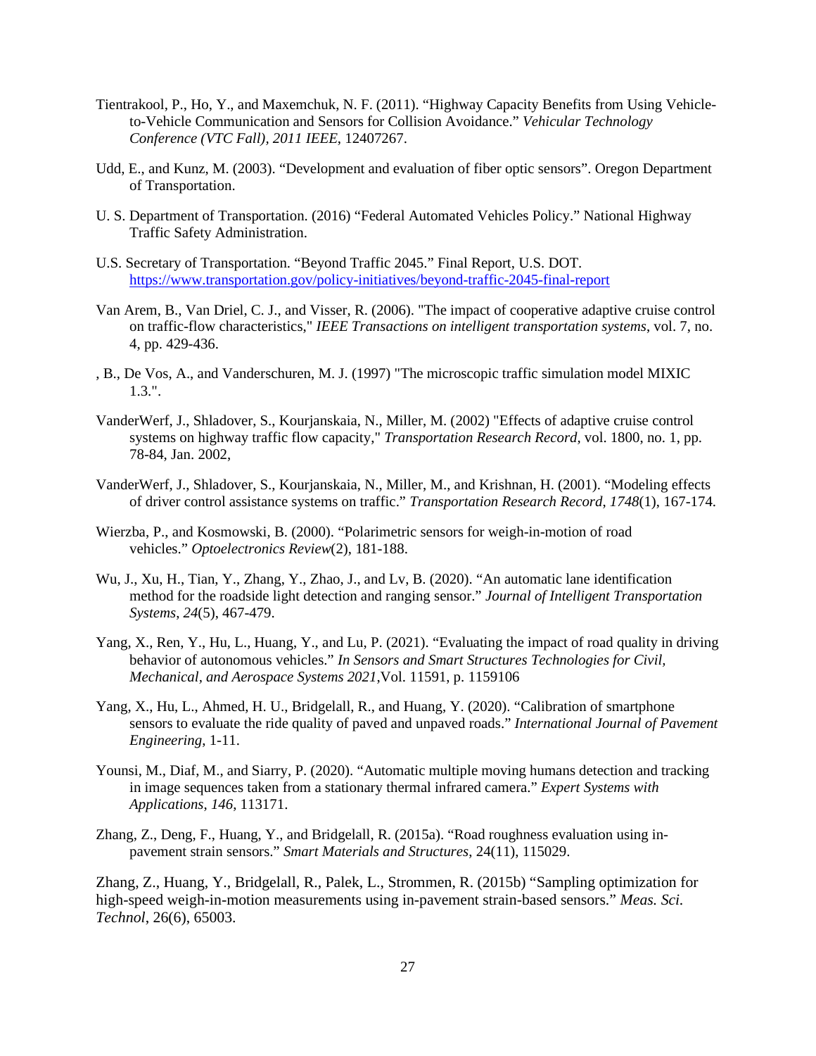Tientrakool, P., Ho, Y., and Maxemchuk, N. F. (2011). "Highway Capacity Benefits from Using Vehicle-to-Vehicle Communication and Sensors for Collision Avoidance." *Vehicular Technology Conference (VTC Fall), 2011 IEEE*, 12407267.

Udd, E., and Kunz, M. (2003). "Development and evaluation of fiber optic sensors". Oregon Department of Transportation.

U. S. Department of Transportation. (2016) "Federal Automated Vehicles Policy." National Highway Traffic Safety Administration.

U.S. Secretary of Transportation. "Beyond Traffic 2045." Final Report, U.S. DOT. https://www.transportation.gov/policy-initiatives/beyond-traffic-2045-final-report

Van Arem, B., Van Driel, C. J., and Visser, R. (2006). "The impact of cooperative adaptive cruise control on traffic-flow characteristics," *IEEE Transactions on intelligent transportation systems*, vol. 7, no. 4, pp. 429-436.

, B., De Vos, A., and Vanderschuren, M. J. (1997) "The microscopic traffic simulation model MIXIC 1.3.".

VanderWerf, J., Shladover, S., Kourjanskaia, N., Miller, M. (2002) "Effects of adaptive cruise control systems on highway traffic flow capacity," *Transportation Research Record*, vol. 1800, no. 1, pp. 78-84, Jan. 2002,

VanderWerf, J., Shladover, S., Kourjanskaia, N., Miller, M., and Krishnan, H. (2001). "Modeling effects of driver control assistance systems on traffic." *Transportation Research Record*, *1748*(1), 167-174.

Wierzba, P., and Kosmowski, B. (2000). "Polarimetric sensors for weigh-in-motion of road vehicles." *Optoelectronics Review*(2), 181-188.

Wu, J., Xu, H., Tian, Y., Zhang, Y., Zhao, J., and Lv, B. (2020). "An automatic lane identification method for the roadside light detection and ranging sensor." *Journal of Intelligent Transportation Systems*, *24*(5), 467-479.

Yang, X., Ren, Y., Hu, L., Huang, Y., and Lu, P. (2021). "Evaluating the impact of road quality in driving behavior of autonomous vehicles." *In Sensors and Smart Structures Technologies for Civil, Mechanical, and Aerospace Systems 2021*,Vol. 11591, p. 1159106

Yang, X., Hu, L., Ahmed, H. U., Bridgelall, R., and Huang, Y. (2020). "Calibration of smartphone sensors to evaluate the ride quality of paved and unpaved roads." *International Journal of Pavement Engineering*, 1-11.

Younsi, M., Diaf, M., and Siarry, P. (2020). "Automatic multiple moving humans detection and tracking in image sequences taken from a stationary thermal infrared camera." *Expert Systems with Applications*, *146*, 113171.

Zhang, Z., Deng, F., Huang, Y., and Bridgelall, R. (2015a). "Road roughness evaluation using in-pavement strain sensors." *Smart Materials and Structures*, 24(11), 115029.

Zhang, Z., Huang, Y., Bridgelall, R., Palek, L., Strommen, R. (2015b) "Sampling optimization for high-speed weigh-in-motion measurements using in-pavement strain-based sensors." *Meas. Sci. Technol*, 26(6), 65003.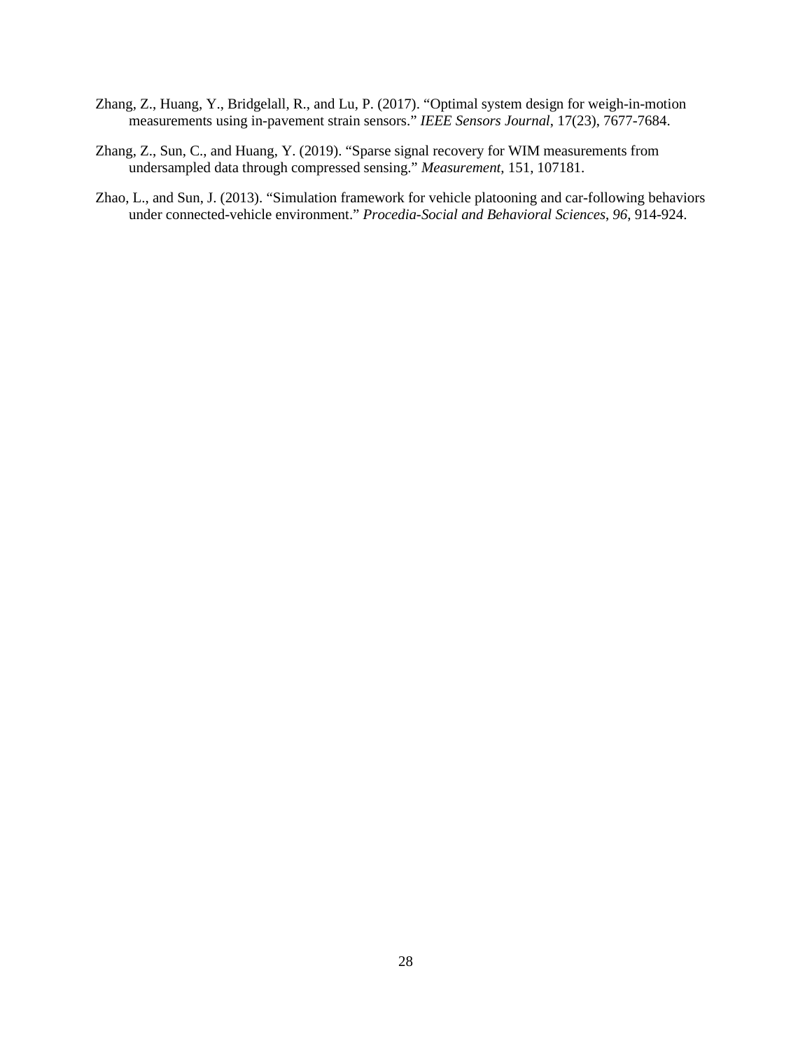Zhang, Z., Huang, Y., Bridgelall, R., and Lu, P. (2017). "Optimal system design for weigh-in-motion measurements using in-pavement strain sensors." *IEEE Sensors Journal*, 17(23), 7677-7684.

Zhang, Z., Sun, C., and Huang, Y. (2019). "Sparse signal recovery for WIM measurements from undersampled data through compressed sensing." *Measurement*, 151, 107181.

Zhao, L., and Sun, J. (2013). "Simulation framework for vehicle platooning and car-following behaviors under connected-vehicle environment." *Procedia-Social and Behavioral Sciences*, *96*, 914-924.